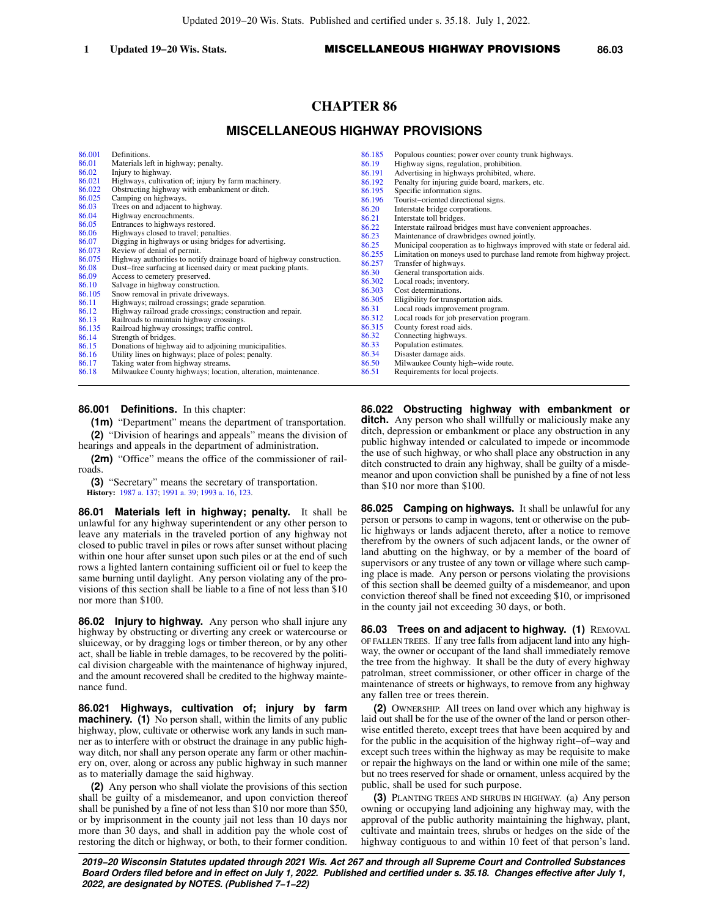# CHAPTER 86

## MISCELLANEOUS HIGHWAY PROVISIONS

| | | | |
|---|---|---|---|
| 86.001 | Definitions. | 86.185 | Populous counties; power over county trunk highways. |
| 86.01 | Materials left in highway; penalty. | 86.19 | Highway signs, regulation, prohibition. |
| 86.02 | Injury to highway. | 86.191 | Advertising in highways prohibited, where. |
| 86.021 | Highways, cultivation of; injury by farm machinery. | 86.192 | Penalty for injuring guide board, markers, etc. |
| 86.022 | Obstructing highway with embankment or ditch. | 86.195 | Specific information signs. |
| 86.025 | Camping on highways. | 86.196 | Tourist−oriented directional signs. |
| 86.03 | Trees on and adjacent to highway. | 86.20 | Interstate bridge corporations. |
| 86.04 | Highway encroachments. | 86.21 | Interstate toll bridges. |
| 86.05 | Entrances to highways restored. | 86.22 | Interstate railroad bridges must have convenient approaches. |
| 86.06 | Highways closed to travel; penalties. | 86.23 | Maintenance of drawbridges owned jointly. |
| 86.07 | Digging in highways or using bridges for advertising. | 86.25 | Municipal cooperation as to highways improved with state or federal aid. |
| 86.073 | Review of denial of permit. | 86.255 | Limitation on moneys used to purchase land remote from highway project. |
| 86.075 | Highway authorities to notify drainage board of highway construction. | 86.257 | Transfer of highways. |
| 86.08 | Dust−free surfacing at licensed dairy or meat packing plants. | 86.30 | General transportation aids. |
| 86.09 | Access to cemetery preserved. | 86.302 | Local roads; inventory. |
| 86.10 | Salvage in highway construction. | 86.303 | Cost determinations. |
| 86.105 | Snow removal in private driveways. | 86.305 | Eligibility for transportation aids. |
| 86.11 | Highways; railroad crossings; grade separation. | 86.31 | Local roads improvement program. |
| 86.12 | Highway railroad grade crossings; construction and repair. | 86.312 | Local roads for job preservation program. |
| 86.13 | Railroads to maintain highway crossings. | 86.315 | County forest road aids. |
| 86.135 | Railroad highway crossings; traffic control. | 86.32 | Connecting highways. |
| 86.14 | Strength of bridges. | 86.33 | Population estimates. |
| 86.15 | Donations of highway aid to adjoining municipalities. | 86.34 | Disaster damage aids. |
| 86.16 | Utility lines on highways; place of poles; penalty. | 86.50 | Milwaukee County high−wide route. |
| 86.17 | Taking water from highway streams. | 86.51 | Requirements for local projects. |
| 86.18 | Milwaukee County highways; location, alteration, maintenance. | | |

**86.001 Definitions.** In this chapter:

**(1m)** "Department" means the department of transportation.

**(2)** "Division of hearings and appeals" means the division of hearings and appeals in the department of administration.

**(2m)** "Office" means the office of the commissioner of railroads.

**(3)** "Secretary" means the secretary of transportation.

**History:** 1987 a. 137; 1991 a. 39; 1993 a. 16, 123.

**86.01 Materials left in highway; penalty.** It shall be unlawful for any highway superintendent or any other person to leave any materials in the traveled portion of any highway not closed to public travel in piles or rows after sunset without placing within one hour after sunset upon such piles or at the end of such rows a lighted lantern containing sufficient oil or fuel to keep the same burning until daylight. Any person violating any of the provisions of this section shall be liable to a fine of not less than $10 nor more than $100.

**86.02 Injury to highway.** Any person who shall injure any highway by obstructing or diverting any creek or watercourse or sluiceway, or by dragging logs or timber thereon, or by any other act, shall be liable in treble damages, to be recovered by the political division chargeable with the maintenance of highway injured, and the amount recovered shall be credited to the highway maintenance fund.

**86.021 Highways, cultivation of; injury by farm machinery. (1)** No person shall, within the limits of any public highway, plow, cultivate or otherwise work any lands in such manner as to interfere with or obstruct the drainage in any public highway ditch, nor shall any person operate any farm or other machinery on, over, along or across any public highway in such manner as to materially damage the said highway.

**(2)** Any person who shall violate the provisions of this section shall be guilty of a misdemeanor, and upon conviction thereof shall be punished by a fine of not less than $10 nor more than $50, or by imprisonment in the county jail not less than 10 days nor more than 30 days, and shall in addition pay the whole cost of restoring the ditch or highway, or both, to their former condition.

**86.022 Obstructing highway with embankment or ditch.** Any person who shall willfully or maliciously make any ditch, depression or embankment or place any obstruction in any public highway intended or calculated to impede or incommode the use of such highway, or who shall place any obstruction in any ditch constructed to drain any highway, shall be guilty of a misdemeanor and upon conviction shall be punished by a fine of not less than $10 nor more than $100.

**86.025 Camping on highways.** It shall be unlawful for any person or persons to camp in wagons, tent or otherwise on the public highways or lands adjacent thereto, after a notice to remove therefrom by the owners of such adjacent lands, or the owner of land abutting on the highway, or by a member of the board of supervisors or any trustee of any town or village where such camping place is made. Any person or persons violating the provisions of this section shall be deemed guilty of a misdemeanor, and upon conviction thereof shall be fined not exceeding $10, or imprisoned in the county jail not exceeding 30 days, or both.

**86.03 Trees on and adjacent to highway. (1)** REMOVAL OF FALLEN TREES. If any tree falls from adjacent land into any highway, the owner or occupant of the land shall immediately remove the tree from the highway. It shall be the duty of every highway patrolman, street commissioner, or other officer in charge of the maintenance of streets or highways, to remove from any highway any fallen tree or trees therein.

**(2)** OWNERSHIP. All trees on land over which any highway is laid out shall be for the use of the owner of the land or person otherwise entitled thereto, except trees that have been acquired by and for the public in the acquisition of the highway right−of−way and except such trees within the highway as may be requisite to make or repair the highways on the land or within one mile of the same; but no trees reserved for shade or ornament, unless acquired by the public, shall be used for such purpose.

**(3)** PLANTING TREES AND SHRUBS IN HIGHWAY. (a) Any person owning or occupying land adjoining any highway may, with the approval of the public authority maintaining the highway, plant, cultivate and maintain trees, shrubs or hedges on the side of the highway contiguous to and within 10 feet of that person's land.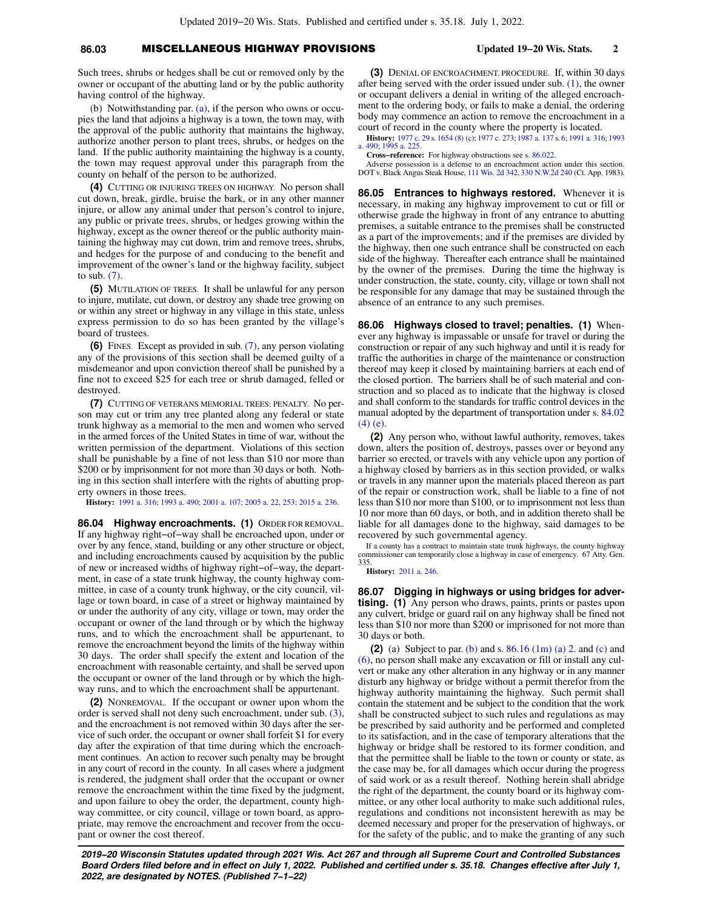Such trees, shrubs or hedges shall be cut or removed only by the owner or occupant of the abutting land or by the public authority having control of the highway.

(b) Notwithstanding par. (a), if the person who owns or occupies the land that adjoins a highway is a town, the town may, with the approval of the public authority that maintains the highway, authorize another person to plant trees, shrubs, or hedges on the land. If the public authority maintaining the highway is a county, the town may request approval under this paragraph from the county on behalf of the person to be authorized.

**(4)** CUTTING OR INJURING TREES ON HIGHWAY. No person shall cut down, break, girdle, bruise the bark, or in any other manner injure, or allow any animal under that person's control to injure, any public or private trees, shrubs, or hedges growing within the highway, except as the owner thereof or the public authority maintaining the highway may cut down, trim and remove trees, shrubs, and hedges for the purpose of and conducing to the benefit and improvement of the owner's land or the highway facility, subject to sub. (7).

**(5)** MUTILATION OF TREES. It shall be unlawful for any person to injure, mutilate, cut down, or destroy any shade tree growing on or within any street or highway in any village in this state, unless express permission to do so has been granted by the village's board of trustees.

**(6)** FINES. Except as provided in sub. (7), any person violating any of the provisions of this section shall be deemed guilty of a misdemeanor and upon conviction thereof shall be punished by a fine not to exceed $25 for each tree or shrub damaged, felled or destroyed.

**(7)** CUTTING OF VETERANS MEMORIAL TREES; PENALTY. No person may cut or trim any tree planted along any federal or state trunk highway as a memorial to the men and women who served in the armed forces of the United States in time of war, without the written permission of the department. Violations of this section shall be punishable by a fine of not less than $10 nor more than $200 or by imprisonment for not more than 30 days or both. Nothing in this section shall interfere with the rights of abutting property owners in those trees.

**History:** 1991 a. 316; 1993 a. 490; 2001 a. 107; 2005 a. 22, 253; 2015 a. 236.

**86.04 Highway encroachments. (1)** ORDER FOR REMOVAL. If any highway right−of−way shall be encroached upon, under or over by any fence, stand, building or any other structure or object, and including encroachments caused by acquisition by the public of new or increased widths of highway right−of−way, the department, in case of a state trunk highway, the county highway committee, in case of a county trunk highway, or the city council, village or town board, in case of a street or highway maintained by or under the authority of any city, village or town, may order the occupant or owner of the land through or by which the highway runs, and to which the encroachment shall be appurtenant, to remove the encroachment beyond the limits of the highway within 30 days. The order shall specify the extent and location of the encroachment with reasonable certainty, and shall be served upon the occupant or owner of the land through or by which the highway runs, and to which the encroachment shall be appurtenant.

**(2)** NONREMOVAL. If the occupant or owner upon whom the order is served shall not deny such encroachment, under sub. (3), and the encroachment is not removed within 30 days after the service of such order, the occupant or owner shall forfeit $1 for every day after the expiration of that time during which the encroachment continues. An action to recover such penalty may be brought in any court of record in the county. In all cases where a judgment is rendered, the judgment shall order that the occupant or owner remove the encroachment within the time fixed by the judgment, and upon failure to obey the order, the department, county highway committee, or city council, village or town board, as appropriate, may remove the encroachment and recover from the occupant or owner the cost thereof.

**(3)** DENIAL OF ENCROACHMENT, PROCEDURE. If, within 30 days after being served with the order issued under sub. (1), the owner or occupant delivers a denial in writing of the alleged encroachment to the ordering body, or fails to make a denial, the ordering body may commence an action to remove the encroachment in a court of record in the county where the property is located.

**History:** 1977 c. 29 s. 1654 (8) (c); 1977 c. 273; 1987 a. 137 s. 6; 1991 a. 316; 1993 a. 490; 1995 a. 225.

**Cross−reference:** For highway obstructions see s. 86.022.

Adverse possession is a defense to an encroachment action under this section. DOT v. Black Angus Steak House, 111 Wis. 2d 342, 330 N.W.2d 240 (Ct. App. 1983).

**86.05 Entrances to highways restored.** Whenever it is necessary, in making any highway improvement to cut or fill or otherwise grade the highway in front of any entrance to abutting premises, a suitable entrance to the premises shall be constructed as a part of the improvements; and if the premises are divided by the highway, then one such entrance shall be constructed on each side of the highway. Thereafter each entrance shall be maintained by the owner of the premises. During the time the highway is under construction, the state, county, city, village or town shall not be responsible for any damage that may be sustained through the absence of an entrance to any such premises.

**86.06 Highways closed to travel; penalties. (1)** Whenever any highway is impassable or unsafe for travel or during the construction or repair of any such highway and until it is ready for traffic the authorities in charge of the maintenance or construction thereof may keep it closed by maintaining barriers at each end of the closed portion. The barriers shall be of such material and construction and so placed as to indicate that the highway is closed and shall conform to the standards for traffic control devices in the manual adopted by the department of transportation under s. 84.02 (4) (e).

**(2)** Any person who, without lawful authority, removes, takes down, alters the position of, destroys, passes over or beyond any barrier so erected, or travels with any vehicle upon any portion of a highway closed by barriers as in this section provided, or walks or travels in any manner upon the materials placed thereon as part of the repair or construction work, shall be liable to a fine of not less than $10 nor more than $100, or to imprisonment not less than 10 nor more than 60 days, or both, and in addition thereto shall be liable for all damages done to the highway, said damages to be recovered by such governmental agency.

If a county has a contract to maintain state trunk highways, the county highway commissioner can temporarily close a highway in case of emergency. 67 Atty. Gen. 335.

**History:** 2011 a. 246.

**86.07 Digging in highways or using bridges for advertising. (1)** Any person who draws, paints, prints or pastes upon any culvert, bridge or guard rail on any highway shall be fined not less than $10 nor more than $200 or imprisoned for not more than 30 days or both.

**(2)** (a) Subject to par. (b) and s. 86.16 (1m) (a) 2. and (c) and (6), no person shall make any excavation or fill or install any culvert or make any other alteration in any highway or in any manner disturb any highway or bridge without a permit therefor from the highway authority maintaining the highway. Such permit shall contain the statement and be subject to the condition that the work shall be constructed subject to such rules and regulations as may be prescribed by said authority and be performed and completed to its satisfaction, and in the case of temporary alterations that the highway or bridge shall be restored to its former condition, and that the permittee shall be liable to the town or county or state, as the case may be, for all damages which occur during the progress of said work or as a result thereof. Nothing herein shall abridge the right of the department, the county board or its highway committee, or any other local authority to make such additional rules, regulations and conditions not inconsistent herewith as may be deemed necessary and proper for the preservation of highways, or for the safety of the public, and to make the granting of any such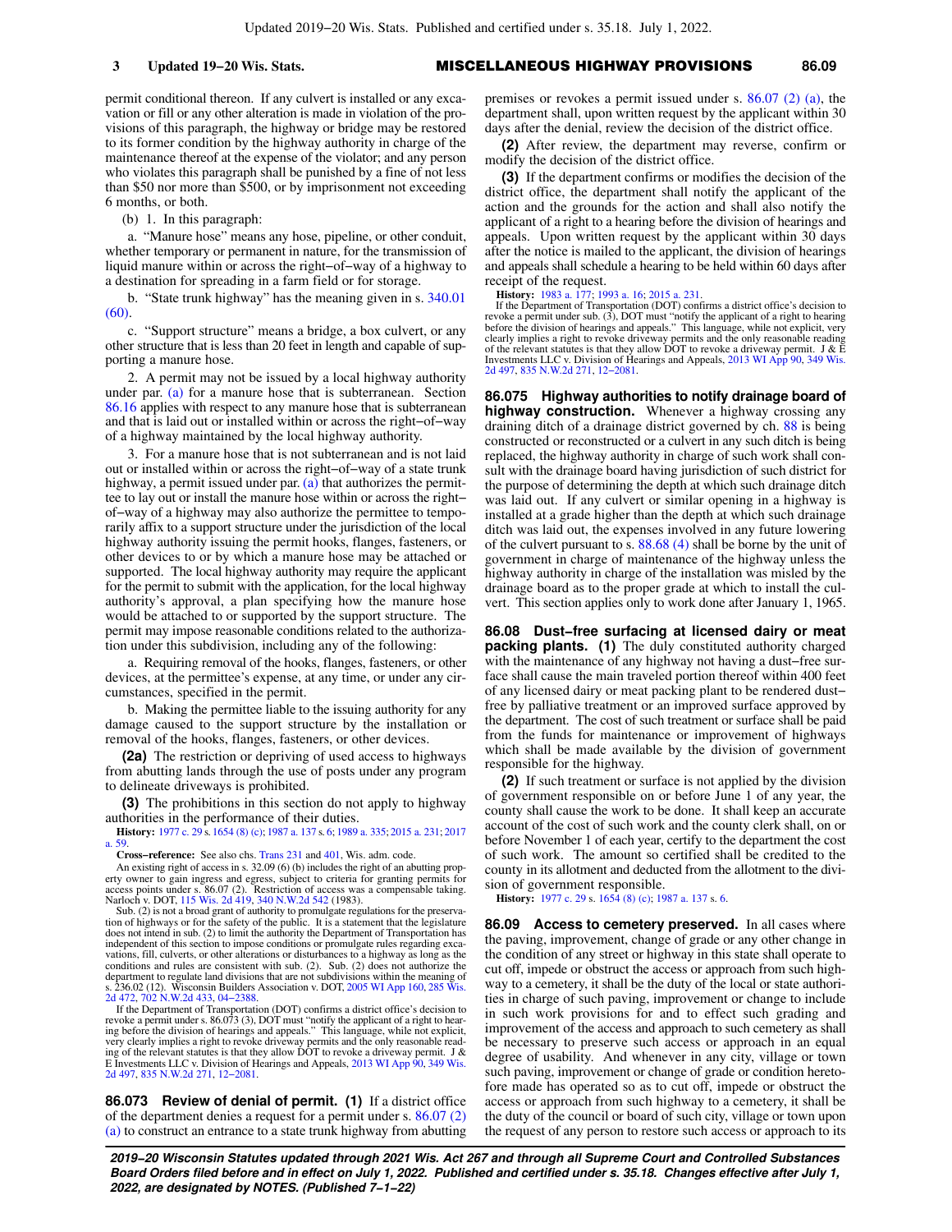permit conditional thereon. If any culvert is installed or any excavation or fill or any other alteration is made in violation of the provisions of this paragraph, the highway or bridge may be restored to its former condition by the highway authority in charge of the maintenance thereof at the expense of the violator; and any person who violates this paragraph shall be punished by a fine of not less than $50 nor more than $500, or by imprisonment not exceeding 6 months, or both.

(b) 1. In this paragraph:

a. "Manure hose" means any hose, pipeline, or other conduit, whether temporary or permanent in nature, for the transmission of liquid manure within or across the right−of−way of a highway to a destination for spreading in a farm field or for storage.

b. "State trunk highway" has the meaning given in s. 340.01 (60).

c. "Support structure" means a bridge, a box culvert, or any other structure that is less than 20 feet in length and capable of supporting a manure hose.

2. A permit may not be issued by a local highway authority under par. (a) for a manure hose that is subterranean. Section 86.16 applies with respect to any manure hose that is subterranean and that is laid out or installed within or across the right−of−way of a highway maintained by the local highway authority.

3. For a manure hose that is not subterranean and is not laid out or installed within or across the right−of−way of a state trunk highway, a permit issued under par. (a) that authorizes the permittee to lay out or install the manure hose within or across the right−of−way of a highway may also authorize the permittee to temporarily affix to a support structure under the jurisdiction of the local highway authority issuing the permit hooks, flanges, fasteners, or other devices to or by which a manure hose may be attached or supported. The local highway authority may require the applicant for the permit to submit with the application, for the local highway authority's approval, a plan specifying how the manure hose would be attached to or supported by the support structure. The permit may impose reasonable conditions related to the authorization under this subdivision, including any of the following:

a. Requiring removal of the hooks, flanges, fasteners, or other devices, at the permittee's expense, at any time, or under any circumstances, specified in the permit.

b. Making the permittee liable to the issuing authority for any damage caused to the support structure by the installation or removal of the hooks, flanges, fasteners, or other devices.

**(2a)** The restriction or depriving of used access to highways from abutting lands through the use of posts under any program to delineate driveways is prohibited.

**(3)** The prohibitions in this section do not apply to highway authorities in the performance of their duties.

**History:** 1977 c. 29 s. 1654 (8) (c); 1987 a. 137 s. 6; 1989 a. 335; 2015 a. 231; 2017 a. 59.

**Cross−reference:** See also chs. Trans 231 and 401, Wis. adm. code.

An existing right of access in s. 32.09 (6) (b) includes the right of an abutting property owner to gain ingress and egress, subject to criteria for granting permits for access points under s. 86.07 (2). Restriction of access was a compensable taking. Narloch v. DOT, 115 Wis. 2d 419, 340 N.W.2d 542 (1983).

Sub. (2) is not a broad grant of authority to promulgate regulations for the preservation of highways or for the safety of the public. It is a statement that the legislature does not intend in sub. (2) to limit the authority the Department of Transportation has independent of this section to impose conditions or promulgate rules regarding excavations, fill, culverts, or other alterations or disturbances to a highway as long as the conditions and rules are consistent with sub. (2). Sub. (2) does not authorize the department to regulate land divisions that are not subdivisions within the meaning of s. 236.02 (12). Wisconsin Builders Association v. DOT, 2005 WI App 160, 285 Wis. 2d 472, 702 N.W.2d 433, 04−2388.

If the Department of Transportation (DOT) confirms a district office's decision to revoke a permit under s. 86.073 (3), DOT must "notify the applicant of a right to hearing before the division of hearings and appeals." This language, while not explicit, very clearly implies a right to revoke driveway permits and the only reasonable reading of the relevant statutes is that they allow DOT to revoke a driveway permit. J & E Investments LLC v. Division of Hearings and Appeals, 2013 WI App 90, 349 Wis. 2d 497, 835 N.W.2d 271, 12−2081.

**86.073 Review of denial of permit.** **(1)** If a district office of the department denies a request for a permit under s. 86.07 (2) (a) to construct an entrance to a state trunk highway from abutting premises or revokes a permit issued under s. 86.07 (2) (a), the department shall, upon written request by the applicant within 30 days after the denial, review the decision of the district office.

**(2)** After review, the department may reverse, confirm or modify the decision of the district office.

**(3)** If the department confirms or modifies the decision of the district office, the department shall notify the applicant of the action and the grounds for the action and shall also notify the applicant of a right to a hearing before the division of hearings and appeals. Upon written request by the applicant within 30 days after the notice is mailed to the applicant, the division of hearings and appeals shall schedule a hearing to be held within 60 days after receipt of the request.

**History:** 1983 a. 177; 1993 a. 16; 2015 a. 231.

If the Department of Transportation (DOT) confirms a district office's decision to revoke a permit under sub. (3), DOT must "notify the applicant of a right to hearing before the division of hearings and appeals." This language, while not explicit, very clearly implies a right to revoke driveway permits and the only reasonable reading of the relevant statutes is that they allow DOT to revoke a driveway permit. J & E Investments LLC v. Division of Hearings and Appeals, 2013 WI App 90, 349 Wis. 2d 497, 835 N.W.2d 271, 12−2081.

**86.075 Highway authorities to notify drainage board of highway construction.** Whenever a highway crossing any draining ditch of a drainage district governed by ch. 88 is being constructed or reconstructed or a culvert in any such ditch is being replaced, the highway authority in charge of such work shall consult with the drainage board having jurisdiction of such district for the purpose of determining the depth at which such drainage ditch was laid out. If any culvert or similar opening in a highway is installed at a grade higher than the depth at which such drainage ditch was laid out, the expenses involved in any future lowering of the culvert pursuant to s. 88.68 (4) shall be borne by the unit of government in charge of maintenance of the highway unless the highway authority in charge of the installation was misled by the drainage board as to the proper grade at which to install the culvert. This section applies only to work done after January 1, 1965.

**86.08 Dust−free surfacing at licensed dairy or meat packing plants.** **(1)** The duly constituted authority charged with the maintenance of any highway not having a dust−free surface shall cause the main traveled portion thereof within 400 feet of any licensed dairy or meat packing plant to be rendered dust−free by palliative treatment or an improved surface approved by the department. The cost of such treatment or surface shall be paid from the funds for maintenance or improvement of highways which shall be made available by the division of government responsible for the highway.

**(2)** If such treatment or surface is not applied by the division of government responsible on or before June 1 of any year, the county shall cause the work to be done. It shall keep an accurate account of the cost of such work and the county clerk shall, on or before November 1 of each year, certify to the department the cost of such work. The amount so certified shall be credited to the county in its allotment and deducted from the allotment to the division of government responsible.

**History:** 1977 c. 29 s. 1654 (8) (c); 1987 a. 137 s. 6.

**86.09 Access to cemetery preserved.** In all cases where the paving, improvement, change of grade or any other change in the condition of any street or highway in this state shall operate to cut off, impede or obstruct the access or approach from such highway to a cemetery, it shall be the duty of the local or state authorities in charge of such paving, improvement or change to include in such work provisions for and to effect such grading and improvement of the access and approach to such cemetery as shall be necessary to preserve such access or approach in an equal degree of usability. And whenever in any city, village or town such paving, improvement or change of grade or condition heretofore made has operated so as to cut off, impede or obstruct the access or approach from such highway to a cemetery, it shall be the duty of the council or board of such city, village or town upon the request of any person to restore such access or approach to its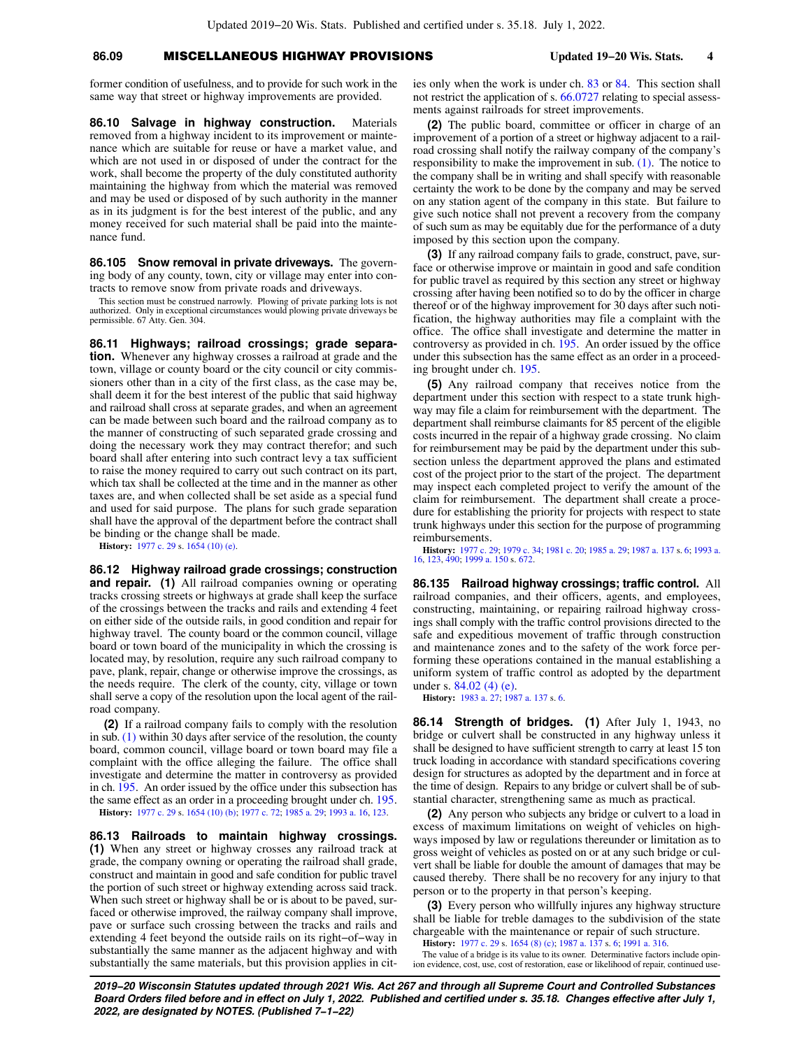former condition of usefulness, and to provide for such work in the same way that street or highway improvements are provided.

**86.10 Salvage in highway construction.** Materials removed from a highway incident to its improvement or maintenance which are suitable for reuse or have a market value, and which are not used in or disposed of under the contract for the work, shall become the property of the duly constituted authority maintaining the highway from which the material was removed and may be used or disposed of by such authority in the manner as in its judgment is for the best interest of the public, and any money received for such material shall be paid into the maintenance fund.

**86.105 Snow removal in private driveways.** The governing body of any county, town, city or village may enter into contracts to remove snow from private roads and driveways.

This section must be construed narrowly. Plowing of private parking lots is not authorized. Only in exceptional circumstances would plowing private driveways be permissible. 67 Atty. Gen. 304.

**86.11 Highways; railroad crossings; grade separation.** Whenever any highway crosses a railroad at grade and the town, village or county board or the city council or city commissioners other than in a city of the first class, as the case may be, shall deem it for the best interest of the public that said highway and railroad shall cross at separate grades, and when an agreement can be made between such board and the railroad company as to the manner of constructing of such separated grade crossing and doing the necessary work they may contract therefor; and such board shall after entering into such contract levy a tax sufficient to raise the money required to carry out such contract on its part, which tax shall be collected at the time and in the manner as other taxes are, and when collected shall be set aside as a special fund and used for said purpose. The plans for such grade separation shall have the approval of the department before the contract shall be binding or the change shall be made.

**History:** 1977 c. 29 s. 1654 (10) (e).

**86.12 Highway railroad grade crossings; construction and repair. (1)** All railroad companies owning or operating tracks crossing streets or highways at grade shall keep the surface of the crossings between the tracks and rails and extending 4 feet on either side of the outside rails, in good condition and repair for highway travel. The county board or the common council, village board or town board of the municipality in which the crossing is located may, by resolution, require any such railroad company to pave, plank, repair, change or otherwise improve the crossings, as the needs require. The clerk of the county, city, village or town shall serve a copy of the resolution upon the local agent of the railroad company.

**(2)** If a railroad company fails to comply with the resolution in sub. (1) within 30 days after service of the resolution, the county board, common council, village board or town board may file a complaint with the office alleging the failure. The office shall investigate and determine the matter in controversy as provided in ch. 195. An order issued by the office under this subsection has the same effect as an order in a proceeding brought under ch. 195.

**History:** 1977 c. 29 s. 1654 (10) (b); 1977 c. 72; 1985 a. 29; 1993 a. 16, 123.

**86.13 Railroads to maintain highway crossings. (1)** When any street or highway crosses any railroad track at grade, the company owning or operating the railroad shall grade, construct and maintain in good and safe condition for public travel the portion of such street or highway extending across said track. When such street or highway shall be or is about to be paved, surfaced or otherwise improved, the railway company shall improve, pave or surface such crossing between the tracks and rails and extending 4 feet beyond the outside rails on its right−of−way in substantially the same manner as the adjacent highway and with substantially the same materials, but this provision applies in cities only when the work is under ch. 83 or 84. This section shall not restrict the application of s. 66.0727 relating to special assessments against railroads for street improvements.

**(2)** The public board, committee or officer in charge of an improvement of a portion of a street or highway adjacent to a railroad crossing shall notify the railway company of the company's responsibility to make the improvement in sub. (1). The notice to the company shall be in writing and shall specify with reasonable certainty the work to be done by the company and may be served on any station agent of the company in this state. But failure to give such notice shall not prevent a recovery from the company of such sum as may be equitably due for the performance of a duty imposed by this section upon the company.

**(3)** If any railroad company fails to grade, construct, pave, surface or otherwise improve or maintain in good and safe condition for public travel as required by this section any street or highway crossing after having been notified so to do by the officer in charge thereof or of the highway improvement for 30 days after such notification, the highway authorities may file a complaint with the office. The office shall investigate and determine the matter in controversy as provided in ch. 195. An order issued by the office under this subsection has the same effect as an order in a proceeding brought under ch. 195.

**(5)** Any railroad company that receives notice from the department under this section with respect to a state trunk highway may file a claim for reimbursement with the department. The department shall reimburse claimants for 85 percent of the eligible costs incurred in the repair of a highway grade crossing. No claim for reimbursement may be paid by the department under this subsection unless the department approved the plans and estimated cost of the project prior to the start of the project. The department may inspect each completed project to verify the amount of the claim for reimbursement. The department shall create a procedure for establishing the priority for projects with respect to state trunk highways under this section for the purpose of programming reimbursements.

**History:** 1977 c. 29; 1979 c. 34; 1981 c. 20; 1985 a. 29; 1987 a. 137 s. 6; 1993 a. 16, 123, 490; 1999 a. 150 s. 672.

**86.135 Railroad highway crossings; traffic control.** All railroad companies, and their officers, agents, and employees, constructing, maintaining, or repairing railroad highway crossings shall comply with the traffic control provisions directed to the safe and expeditious movement of traffic through construction and maintenance zones and to the safety of the work force performing these operations contained in the manual establishing a uniform system of traffic control as adopted by the department under s. 84.02 (4) (e).

**History:** 1983 a. 27; 1987 a. 137 s. 6.

**86.14 Strength of bridges. (1)** After July 1, 1943, no bridge or culvert shall be constructed in any highway unless it shall be designed to have sufficient strength to carry at least 15 ton truck loading in accordance with standard specifications covering design for structures as adopted by the department and in force at the time of design. Repairs to any bridge or culvert shall be of substantial character, strengthening same as much as practical.

**(2)** Any person who subjects any bridge or culvert to a load in excess of maximum limitations on weight of vehicles on highways imposed by law or regulations thereunder or limitation as to gross weight of vehicles as posted on or at any such bridge or culvert shall be liable for double the amount of damages that may be caused thereby. There shall be no recovery for any injury to that person or to the property in that person's keeping.

**(3)** Every person who willfully injures any highway structure shall be liable for treble damages to the subdivision of the state chargeable with the maintenance or repair of such structure.

**History:** 1977 c. 29 s. 1654 (8) (c); 1987 a. 137 s. 6; 1991 a. 316.

The value of a bridge is its value to its owner. Determinative factors include opinion evidence, cost, use, cost of restoration, ease or likelihood of repair, continued use-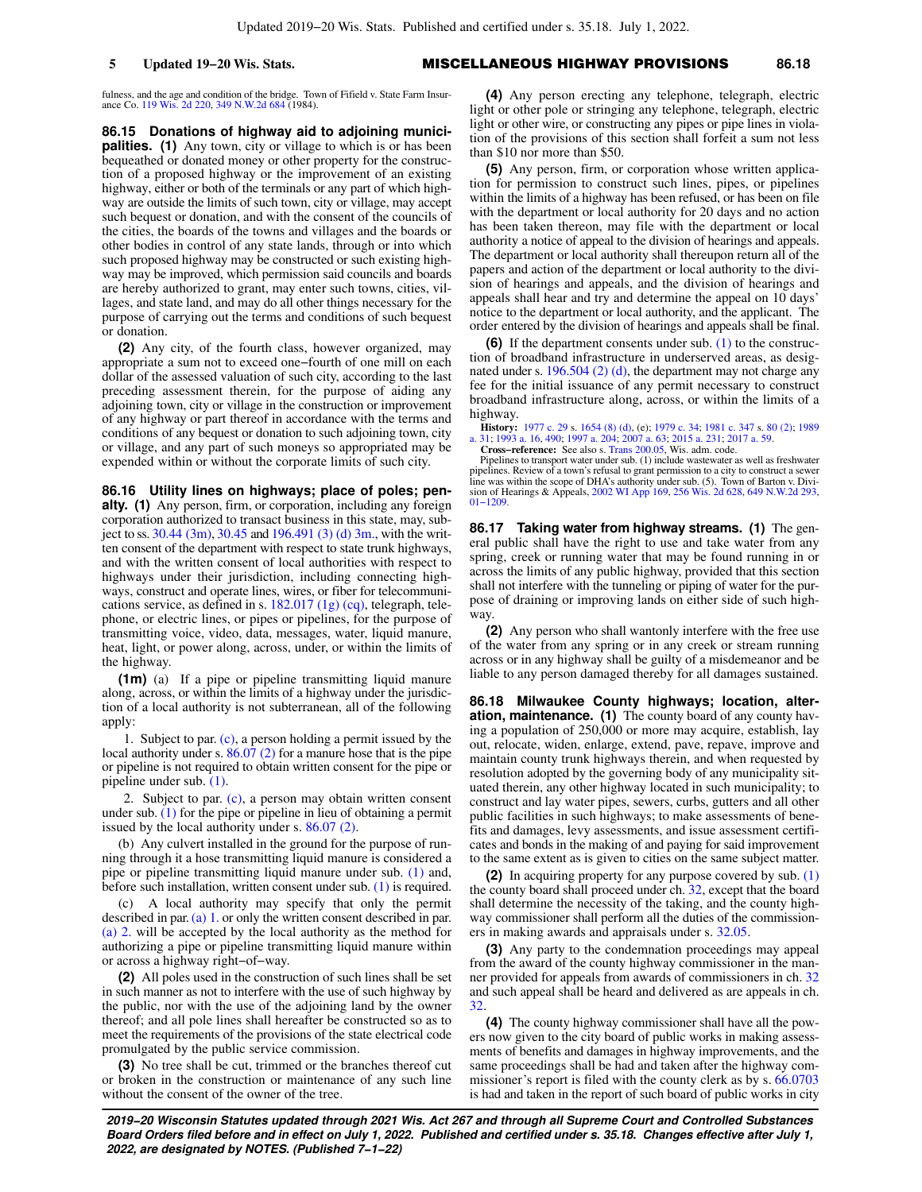fulness, and the age and condition of the bridge. Town of Fifield v. State Farm Insurance Co. 119 Wis. 2d 220, 349 N.W.2d 684 (1984).

**86.15 Donations of highway aid to adjoining municipalities.** **(1)** Any town, city or village to which is or has been bequeathed or donated money or other property for the construction of a proposed highway or the improvement of an existing highway, either or both of the terminals or any part of which highway are outside the limits of such town, city or village, may accept such bequest or donation, and with the consent of the councils of the cities, the boards of the towns and villages and the boards or other bodies in control of any state lands, through or into which such proposed highway may be constructed or such existing highway may be improved, which permission said councils and boards are hereby authorized to grant, may enter such towns, cities, villages, and state land, and may do all other things necessary for the purpose of carrying out the terms and conditions of such bequest or donation.

**(2)** Any city, of the fourth class, however organized, may appropriate a sum not to exceed one−fourth of one mill on each dollar of the assessed valuation of such city, according to the last preceding assessment therein, for the purpose of aiding any adjoining town, city or village in the construction or improvement of any highway or part thereof in accordance with the terms and conditions of any bequest or donation to such adjoining town, city or village, and any part of such moneys so appropriated may be expended within or without the corporate limits of such city.

**86.16 Utility lines on highways; place of poles; penalty.** **(1)** Any person, firm, or corporation, including any foreign corporation authorized to transact business in this state, may, subject to ss. 30.44 (3m), 30.45 and 196.491 (3) (d) 3m., with the written consent of the department with respect to state trunk highways, and with the written consent of local authorities with respect to highways under their jurisdiction, including connecting highways, construct and operate lines, wires, or fiber for telecommunications service, as defined in s. 182.017 (1g) (cq), telegraph, telephone, or electric lines, or pipes or pipelines, for the purpose of transmitting voice, video, data, messages, water, liquid manure, heat, light, or power along, across, under, or within the limits of the highway.

**(1m)** (a) If a pipe or pipeline transmitting liquid manure along, across, or within the limits of a highway under the jurisdiction of a local authority is not subterranean, all of the following apply:

1. Subject to par. (c), a person holding a permit issued by the local authority under s. 86.07 (2) for a manure hose that is the pipe or pipeline is not required to obtain written consent for the pipe or pipeline under sub. (1).

2. Subject to par. (c), a person may obtain written consent under sub. (1) for the pipe or pipeline in lieu of obtaining a permit issued by the local authority under s. 86.07 (2).

(b) Any culvert installed in the ground for the purpose of running through it a hose transmitting liquid manure is considered a pipe or pipeline transmitting liquid manure under sub. (1) and, before such installation, written consent under sub. (1) is required.

(c) A local authority may specify that only the permit described in par. (a) 1. or only the written consent described in par. (a) 2. will be accepted by the local authority as the method for authorizing a pipe or pipeline transmitting liquid manure within or across a highway right−of−way.

**(2)** All poles used in the construction of such lines shall be set in such manner as not to interfere with the use of such highway by the public, nor with the use of the adjoining land by the owner thereof; and all pole lines shall hereafter be constructed so as to meet the requirements of the provisions of the state electrical code promulgated by the public service commission.

**(3)** No tree shall be cut, trimmed or the branches thereof cut or broken in the construction or maintenance of any such line without the consent of the owner of the tree.

**(4)** Any person erecting any telephone, telegraph, electric light or other pole or stringing any telephone, telegraph, electric light or other wire, or constructing any pipes or pipe lines in violation of the provisions of this section shall forfeit a sum not less than $10 nor more than $50.

**(5)** Any person, firm, or corporation whose written application for permission to construct such lines, pipes, or pipelines within the limits of a highway has been refused, or has been on file with the department or local authority for 20 days and no action has been taken thereon, may file with the department or local authority a notice of appeal to the division of hearings and appeals. The department or local authority shall thereupon return all of the papers and action of the department or local authority to the division of hearings and appeals, and the division of hearings and appeals shall hear and try and determine the appeal on 10 days' notice to the department or local authority, and the applicant. The order entered by the division of hearings and appeals shall be final.

**(6)** If the department consents under sub. (1) to the construction of broadband infrastructure in underserved areas, as designated under s. 196.504 (2) (d), the department may not charge any fee for the initial issuance of any permit necessary to construct broadband infrastructure along, across, or within the limits of a highway.

**History:** 1977 c. 29 s. 1654 (8) (d), (e); 1979 c. 34; 1981 c. 347 s. 80 (2); 1989 a. 31; 1993 a. 16, 490; 1997 a. 204; 2007 a. 63; 2015 a. 231; 2017 a. 59.

**Cross−reference:** See also s. Trans 200.05, Wis. adm. code.

Pipelines to transport water under sub. (1) include wastewater as well as freshwater pipelines. Review of a town's refusal to grant permission to a city to construct a sewer line was within the scope of DHA's authority under sub. (5). Town of Barton v. Division of Hearings & Appeals, 2002 WI App 169, 256 Wis. 2d 628, 649 N.W.2d 293, 01−1209.

**86.17 Taking water from highway streams.** **(1)** The general public shall have the right to use and take water from any spring, creek or running water that may be found running in or across the limits of any public highway, provided that this section shall not interfere with the tunneling or piping of water for the purpose of draining or improving lands on either side of such highway.

**(2)** Any person who shall wantonly interfere with the free use of the water from any spring or in any creek or stream running across or in any highway shall be guilty of a misdemeanor and be liable to any person damaged thereby for all damages sustained.

**86.18 Milwaukee County highways; location, alteration, maintenance.** **(1)** The county board of any county having a population of 250,000 or more may acquire, establish, lay out, relocate, widen, enlarge, extend, pave, repave, improve and maintain county trunk highways therein, and when requested by resolution adopted by the governing body of any municipality situated therein, any other highway located in such municipality; to construct and lay water pipes, sewers, curbs, gutters and all other public facilities in such highways; to make assessments of benefits and damages, levy assessments, and issue assessment certificates and bonds in the making of and paying for said improvement to the same extent as is given to cities on the same subject matter.

**(2)** In acquiring property for any purpose covered by sub. (1) the county board shall proceed under ch. 32, except that the board shall determine the necessity of the taking, and the county highway commissioner shall perform all the duties of the commissioners in making awards and appraisals under s. 32.05.

**(3)** Any party to the condemnation proceedings may appeal from the award of the county highway commissioner in the manner provided for appeals from awards of commissioners in ch. 32 and such appeal shall be heard and delivered as are appeals in ch. 32.

**(4)** The county highway commissioner shall have all the powers now given to the city board of public works in making assessments of benefits and damages in highway improvements, and the same proceedings shall be had and taken after the highway commissioner's report is filed with the county clerk as by s. 66.0703 is had and taken in the report of such board of public works in city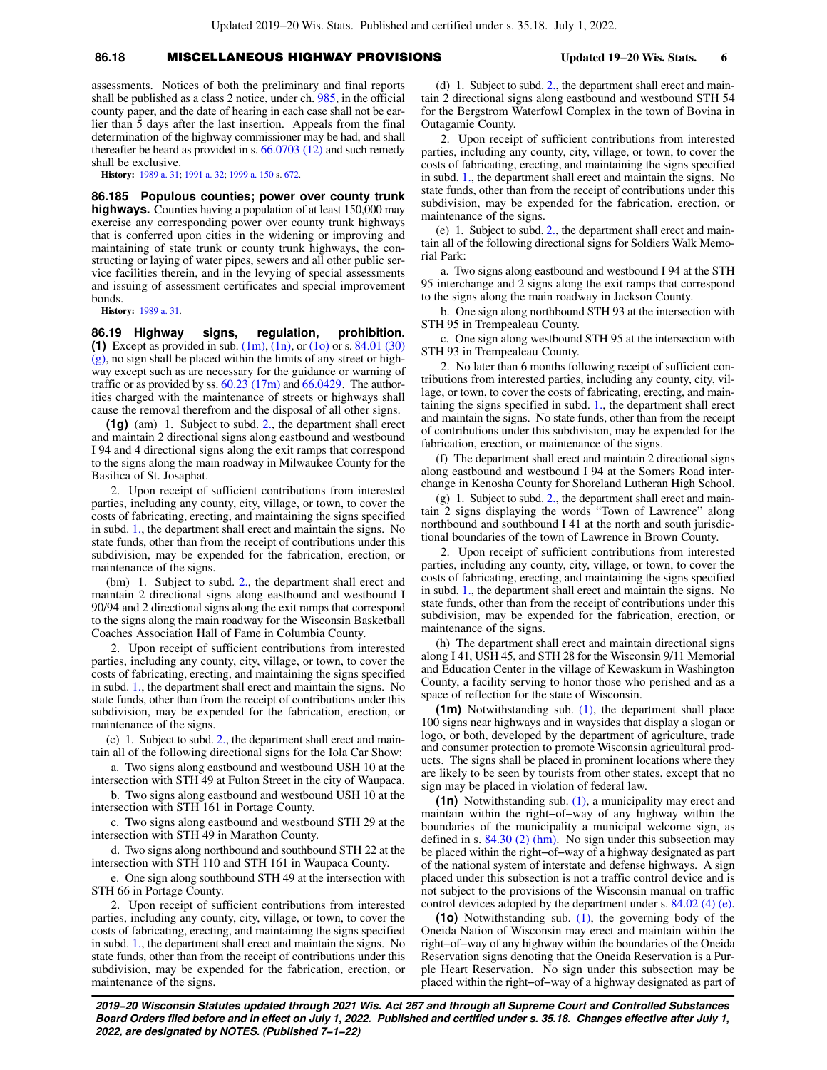assessments. Notices of both the preliminary and final reports shall be published as a class 2 notice, under ch. 985, in the official county paper, and the date of hearing in each case shall not be earlier than 5 days after the last insertion. Appeals from the final determination of the highway commissioner may be had, and shall thereafter be heard as provided in s. 66.0703 (12) and such remedy shall be exclusive.

**History:** 1989 a. 31; 1991 a. 32; 1999 a. 150 s. 672.

**86.185 Populous counties; power over county trunk highways.** Counties having a population of at least 150,000 may exercise any corresponding power over county trunk highways that is conferred upon cities in the widening or improving and maintaining of state trunk or county trunk highways, the constructing or laying of water pipes, sewers and all other public service facilities therein, and in the levying of special assessments and issuing of assessment certificates and special improvement bonds.

**History:** 1989 a. 31.

**86.19 Highway signs, regulation, prohibition.** **(1)** Except as provided in sub. (1m), (1n), or (1o) or s. 84.01 (30) (g), no sign shall be placed within the limits of any street or highway except such as are necessary for the guidance or warning of traffic or as provided by ss. 60.23 (17m) and 66.0429. The authorities charged with the maintenance of streets or highways shall cause the removal therefrom and the disposal of all other signs.

**(1g)** (am) 1. Subject to subd. 2., the department shall erect and maintain 2 directional signs along eastbound and westbound I 94 and 4 directional signs along the exit ramps that correspond to the signs along the main roadway in Milwaukee County for the Basilica of St. Josaphat.

2. Upon receipt of sufficient contributions from interested parties, including any county, city, village, or town, to cover the costs of fabricating, erecting, and maintaining the signs specified in subd. 1., the department shall erect and maintain the signs. No state funds, other than from the receipt of contributions under this subdivision, may be expended for the fabrication, erection, or maintenance of the signs.

(bm) 1. Subject to subd. 2., the department shall erect and maintain 2 directional signs along eastbound and westbound I 90/94 and 2 directional signs along the exit ramps that correspond to the signs along the main roadway for the Wisconsin Basketball Coaches Association Hall of Fame in Columbia County.

2. Upon receipt of sufficient contributions from interested parties, including any county, city, village, or town, to cover the costs of fabricating, erecting, and maintaining the signs specified in subd. 1., the department shall erect and maintain the signs. No state funds, other than from the receipt of contributions under this subdivision, may be expended for the fabrication, erection, or maintenance of the signs.

(c) 1. Subject to subd. 2., the department shall erect and maintain all of the following directional signs for the Iola Car Show:

a. Two signs along eastbound and westbound USH 10 at the intersection with STH 49 at Fulton Street in the city of Waupaca.

b. Two signs along eastbound and westbound USH 10 at the intersection with STH 161 in Portage County.

c. Two signs along eastbound and westbound STH 29 at the intersection with STH 49 in Marathon County.

d. Two signs along northbound and southbound STH 22 at the intersection with STH 110 and STH 161 in Waupaca County.

e. One sign along southbound STH 49 at the intersection with STH 66 in Portage County.

2. Upon receipt of sufficient contributions from interested parties, including any county, city, village, or town, to cover the costs of fabricating, erecting, and maintaining the signs specified in subd. 1., the department shall erect and maintain the signs. No state funds, other than from the receipt of contributions under this subdivision, may be expended for the fabrication, erection, or maintenance of the signs.

(d) 1. Subject to subd. 2., the department shall erect and maintain 2 directional signs along eastbound and westbound STH 54 for the Bergstrom Waterfowl Complex in the town of Bovina in Outagamie County.

2. Upon receipt of sufficient contributions from interested parties, including any county, city, village, or town, to cover the costs of fabricating, erecting, and maintaining the signs specified in subd. 1., the department shall erect and maintain the signs. No state funds, other than from the receipt of contributions under this subdivision, may be expended for the fabrication, erection, or maintenance of the signs.

(e) 1. Subject to subd. 2., the department shall erect and maintain all of the following directional signs for Soldiers Walk Memorial Park:

a. Two signs along eastbound and westbound I 94 at the STH 95 interchange and 2 signs along the exit ramps that correspond to the signs along the main roadway in Jackson County.

b. One sign along northbound STH 93 at the intersection with STH 95 in Trempealeau County.

c. One sign along westbound STH 95 at the intersection with STH 93 in Trempealeau County.

2. No later than 6 months following receipt of sufficient contributions from interested parties, including any county, city, village, or town, to cover the costs of fabricating, erecting, and maintaining the signs specified in subd. 1., the department shall erect and maintain the signs. No state funds, other than from the receipt of contributions under this subdivision, may be expended for the fabrication, erection, or maintenance of the signs.

(f) The department shall erect and maintain 2 directional signs along eastbound and westbound I 94 at the Somers Road interchange in Kenosha County for Shoreland Lutheran High School.

(g) 1. Subject to subd. 2., the department shall erect and maintain 2 signs displaying the words "Town of Lawrence" along northbound and southbound I 41 at the north and south jurisdictional boundaries of the town of Lawrence in Brown County.

2. Upon receipt of sufficient contributions from interested parties, including any county, city, village, or town, to cover the costs of fabricating, erecting, and maintaining the signs specified in subd. 1., the department shall erect and maintain the signs. No state funds, other than from the receipt of contributions under this subdivision, may be expended for the fabrication, erection, or maintenance of the signs.

(h) The department shall erect and maintain directional signs along I 41, USH 45, and STH 28 for the Wisconsin 9/11 Memorial and Education Center in the village of Kewaskum in Washington County, a facility serving to honor those who perished and as a space of reflection for the state of Wisconsin.

**(1m)** Notwithstanding sub. (1), the department shall place 100 signs near highways and in waysides that display a slogan or logo, or both, developed by the department of agriculture, trade and consumer protection to promote Wisconsin agricultural products. The signs shall be placed in prominent locations where they are likely to be seen by tourists from other states, except that no sign may be placed in violation of federal law.

**(1n)** Notwithstanding sub. (1), a municipality may erect and maintain within the right−of−way of any highway within the boundaries of the municipality a municipal welcome sign, as defined in s. 84.30 (2) (hm). No sign under this subsection may be placed within the right−of−way of a highway designated as part of the national system of interstate and defense highways. A sign placed under this subsection is not a traffic control device and is not subject to the provisions of the Wisconsin manual on traffic control devices adopted by the department under s. 84.02 (4) (e).

**(1o)** Notwithstanding sub. (1), the governing body of the Oneida Nation of Wisconsin may erect and maintain within the right−of−way of any highway within the boundaries of the Oneida Reservation signs denoting that the Oneida Reservation is a Purple Heart Reservation. No sign under this subsection may be placed within the right−of−way of a highway designated as part of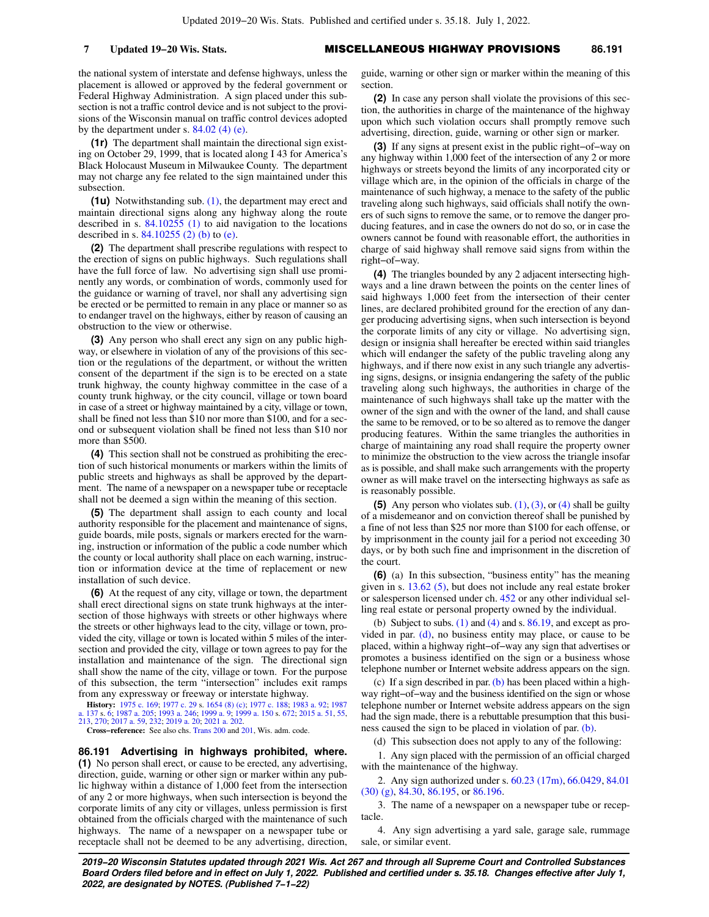the national system of interstate and defense highways, unless the placement is allowed or approved by the federal government or Federal Highway Administration. A sign placed under this subsection is not a traffic control device and is not subject to the provisions of the Wisconsin manual on traffic control devices adopted by the department under s. 84.02 (4) (e).

**(1r)** The department shall maintain the directional sign existing on October 29, 1999, that is located along I 43 for America's Black Holocaust Museum in Milwaukee County. The department may not charge any fee related to the sign maintained under this subsection.

**(1u)** Notwithstanding sub. (1), the department may erect and maintain directional signs along any highway along the route described in s. 84.10255 (1) to aid navigation to the locations described in s. 84.10255 (2) (b) to (e).

**(2)** The department shall prescribe regulations with respect to the erection of signs on public highways. Such regulations shall have the full force of law. No advertising sign shall use prominently any words, or combination of words, commonly used for the guidance or warning of travel, nor shall any advertising sign be erected or be permitted to remain in any place or manner so as to endanger travel on the highways, either by reason of causing an obstruction to the view or otherwise.

**(3)** Any person who shall erect any sign on any public highway, or elsewhere in violation of any of the provisions of this section or the regulations of the department, or without the written consent of the department if the sign is to be erected on a state trunk highway, the county highway committee in the case of a county trunk highway, or the city council, village or town board in case of a street or highway maintained by a city, village or town, shall be fined not less than $10 nor more than $100, and for a second or subsequent violation shall be fined not less than $10 nor more than $500.

**(4)** This section shall not be construed as prohibiting the erection of such historical monuments or markers within the limits of public streets and highways as shall be approved by the department. The name of a newspaper on a newspaper tube or receptacle shall not be deemed a sign within the meaning of this section.

**(5)** The department shall assign to each county and local authority responsible for the placement and maintenance of signs, guide boards, mile posts, signals or markers erected for the warning, instruction or information of the public a code number which the county or local authority shall place on each warning, instruction or information device at the time of replacement or new installation of such device.

**(6)** At the request of any city, village or town, the department shall erect directional signs on state trunk highways at the intersection of those highways with streets or other highways where the streets or other highways lead to the city, village or town, provided the city, village or town is located within 5 miles of the intersection and provided the city, village or town agrees to pay for the installation and maintenance of the sign. The directional sign shall show the name of the city, village or town. For the purpose of this subsection, the term "intersection" includes exit ramps from any expressway or freeway or interstate highway.

**History:** 1975 c. 169; 1977 c. 29 s. 1654 (8) (c); 1977 c. 188; 1983 a. 92; 1987 a. 137 s. 6; 1987 a. 205; 1993 a. 246; 1999 a. 9; 1999 a. 150 s. 672; 2015 a. 51, 55, 213, 270; 2017 a. 59, 232; 2019 a. 20; 2021 a. 202.

**Cross-reference:** See also chs. Trans 200 and 201, Wis. adm. code.

## 86.191 Advertising in highways prohibited, where.

**(1)** No person shall erect, or cause to be erected, any advertising, direction, guide, warning or other sign or marker within any public highway within a distance of 1,000 feet from the intersection of any 2 or more highways, when such intersection is beyond the corporate limits of any city or villages, unless permission is first obtained from the officials charged with the maintenance of such highways. The name of a newspaper on a newspaper tube or receptacle shall not be deemed to be any advertising, direction, guide, warning or other sign or marker within the meaning of this section.

**(2)** In case any person shall violate the provisions of this section, the authorities in charge of the maintenance of the highway upon which such violation occurs shall promptly remove such advertising, direction, guide, warning or other sign or marker.

**(3)** If any signs at present exist in the public right-of-way on any highway within 1,000 feet of the intersection of any 2 or more highways or streets beyond the limits of any incorporated city or village which are, in the opinion of the officials in charge of the maintenance of such highway, a menace to the safety of the public traveling along such highways, said officials shall notify the owners of such signs to remove the same, or to remove the danger producing features, and in case the owners do not do so, or in case the owners cannot be found with reasonable effort, the authorities in charge of said highway shall remove said signs from within the right-of-way.

**(4)** The triangles bounded by any 2 adjacent intersecting highways and a line drawn between the points on the center lines of said highways 1,000 feet from the intersection of their center lines, are declared prohibited ground for the erection of any danger producing advertising signs, when such intersection is beyond the corporate limits of any city or village. No advertising sign, design or insignia shall hereafter be erected within said triangles which will endanger the safety of the public traveling along any highways, and if there now exist in any such triangle any advertising signs, designs, or insignia endangering the safety of the public traveling along such highways, the authorities in charge of the maintenance of such highways shall take up the matter with the owner of the sign and with the owner of the land, and shall cause the same to be removed, or to be so altered as to remove the danger producing features. Within the same triangles the authorities in charge of maintaining any road shall require the property owner to minimize the obstruction to the view across the triangle insofar as is possible, and shall make such arrangements with the property owner as will make travel on the intersecting highways as safe as is reasonably possible.

**(5)** Any person who violates sub. (1), (3), or (4) shall be guilty of a misdemeanor and on conviction thereof shall be punished by a fine of not less than $25 nor more than $100 for each offense, or by imprisonment in the county jail for a period not exceeding 30 days, or by both such fine and imprisonment in the discretion of the court.

**(6)** (a) In this subsection, "business entity" has the meaning given in s. 13.62 (5), but does not include any real estate broker or salesperson licensed under ch. 452 or any other individual selling real estate or personal property owned by the individual.

(b) Subject to subs. (1) and (4) and s. 86.19, and except as provided in par. (d), no business entity may place, or cause to be placed, within a highway right-of-way any sign that advertises or promotes a business identified on the sign or a business whose telephone number or Internet website address appears on the sign.

(c) If a sign described in par. (b) has been placed within a highway right-of-way and the business identified on the sign or whose telephone number or Internet website address appears on the sign had the sign made, there is a rebuttable presumption that this business caused the sign to be placed in violation of par. (b).

(d) This subsection does not apply to any of the following:

1. Any sign placed with the permission of an official charged with the maintenance of the highway.

2. Any sign authorized under s. 60.23 (17m), 66.0429, 84.01 (30) (g), 84.30, 86.195, or 86.196.

3. The name of a newspaper on a newspaper tube or receptacle.

4. Any sign advertising a yard sale, garage sale, rummage sale, or similar event.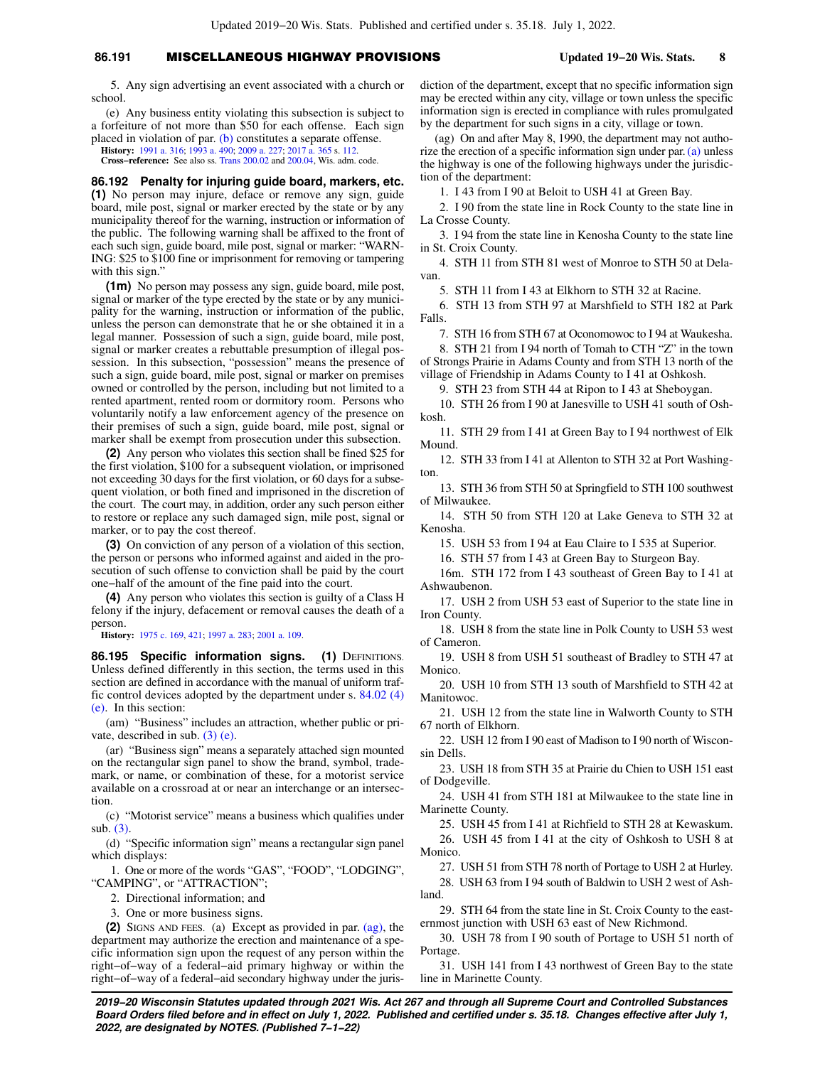5. Any sign advertising an event associated with a church or school.

(e) Any business entity violating this subsection is subject to a forfeiture of not more than $50 for each offense. Each sign placed in violation of par. (b) constitutes a separate offense.

**History:** 1991 a. 316; 1993 a. 490; 2009 a. 227; 2017 a. 365 s. 112.

**Cross−reference:** See also ss. Trans 200.02 and 200.04, Wis. adm. code.

**86.192 Penalty for injuring guide board, markers, etc.** **(1)** No person may injure, deface or remove any sign, guide board, mile post, signal or marker erected by the state or by any municipality thereof for the warning, instruction or information of the public. The following warning shall be affixed to the front of each such sign, guide board, mile post, signal or marker: "WARNING: $25 to $100 fine or imprisonment for removing or tampering with this sign."

**(1m)** No person may possess any sign, guide board, mile post, signal or marker of the type erected by the state or by any municipality for the warning, instruction or information of the public, unless the person can demonstrate that he or she obtained it in a legal manner. Possession of such a sign, guide board, mile post, signal or marker creates a rebuttable presumption of illegal possession. In this subsection, "possession" means the presence of such a sign, guide board, mile post, signal or marker on premises owned or controlled by the person, including but not limited to a rented apartment, rented room or dormitory room. Persons who voluntarily notify a law enforcement agency of the presence on their premises of such a sign, guide board, mile post, signal or marker shall be exempt from prosecution under this subsection.

**(2)** Any person who violates this section shall be fined $25 for the first violation, $100 for a subsequent violation, or imprisoned not exceeding 30 days for the first violation, or 60 days for a subsequent violation, or both fined and imprisoned in the discretion of the court. The court may, in addition, order any such person either to restore or replace any such damaged sign, mile post, signal or marker, or to pay the cost thereof.

**(3)** On conviction of any person of a violation of this section, the person or persons who informed against and aided in the prosecution of such offense to conviction shall be paid by the court one−half of the amount of the fine paid into the court.

**(4)** Any person who violates this section is guilty of a Class H felony if the injury, defacement or removal causes the death of a person.

**History:** 1975 c. 169, 421; 1997 a. 283; 2001 a. 109.

**86.195 Specific information signs.** **(1)** DEFINITIONS. Unless defined differently in this section, the terms used in this section are defined in accordance with the manual of uniform traffic control devices adopted by the department under s. 84.02 (4) (e). In this section:

(am) "Business" includes an attraction, whether public or private, described in sub. (3) (e).

(ar) "Business sign" means a separately attached sign mounted on the rectangular sign panel to show the brand, symbol, trademark, or name, or combination of these, for a motorist service available on a crossroad at or near an interchange or an intersection.

(c) "Motorist service" means a business which qualifies under sub. (3).

(d) "Specific information sign" means a rectangular sign panel which displays:

1. One or more of the words "GAS", "FOOD", "LODGING", "CAMPING", or "ATTRACTION";

2. Directional information; and

3. One or more business signs.

**(2)** SIGNS AND FEES. (a) Except as provided in par. (ag), the department may authorize the erection and maintenance of a specific information sign upon the request of any person within the right−of−way of a federal−aid primary highway or within the right−of−way of a federal−aid secondary highway under the jurisdiction of the department, except that no specific information sign may be erected within any city, village or town unless the specific information sign is erected in compliance with rules promulgated by the department for such signs in a city, village or town.

(ag) On and after May 8, 1990, the department may not authorize the erection of a specific information sign under par. (a) unless the highway is one of the following highways under the jurisdiction of the department:

1. I 43 from I 90 at Beloit to USH 41 at Green Bay.

2. I 90 from the state line in Rock County to the state line in La Crosse County.

3. I 94 from the state line in Kenosha County to the state line in St. Croix County.

4. STH 11 from STH 81 west of Monroe to STH 50 at Delavan.

5. STH 11 from I 43 at Elkhorn to STH 32 at Racine.

6. STH 13 from STH 97 at Marshfield to STH 182 at Park Falls.

7. STH 16 from STH 67 at Oconomowoc to I 94 at Waukesha.

8. STH 21 from I 94 north of Tomah to CTH "Z" in the town of Strongs Prairie in Adams County and from STH 13 north of the village of Friendship in Adams County to I 41 at Oshkosh.

9. STH 23 from STH 44 at Ripon to I 43 at Sheboygan.

10. STH 26 from I 90 at Janesville to USH 41 south of Oshkosh.

11. STH 29 from I 41 at Green Bay to I 94 northwest of Elk Mound.

12. STH 33 from I 41 at Allenton to STH 32 at Port Washington.

13. STH 36 from STH 50 at Springfield to STH 100 southwest of Milwaukee.

14. STH 50 from STH 120 at Lake Geneva to STH 32 at Kenosha.

15. USH 53 from I 94 at Eau Claire to I 535 at Superior.

16. STH 57 from I 43 at Green Bay to Sturgeon Bay.

16m. STH 172 from I 43 southeast of Green Bay to I 41 at Ashwaubenon.

17. USH 2 from USH 53 east of Superior to the state line in Iron County.

18. USH 8 from the state line in Polk County to USH 53 west of Cameron.

19. USH 8 from USH 51 southeast of Bradley to STH 47 at Monico.

20. USH 10 from STH 13 south of Marshfield to STH 42 at Manitowoc.

21. USH 12 from the state line in Walworth County to STH 67 north of Elkhorn.

22. USH 12 from I 90 east of Madison to I 90 north of Wisconsin Dells.

23. USH 18 from STH 35 at Prairie du Chien to USH 151 east of Dodgeville.

24. USH 41 from STH 181 at Milwaukee to the state line in Marinette County.

25. USH 45 from I 41 at Richfield to STH 28 at Kewaskum.

26. USH 45 from I 41 at the city of Oshkosh to USH 8 at Monico.

27. USH 51 from STH 78 north of Portage to USH 2 at Hurley.

28. USH 63 from I 94 south of Baldwin to USH 2 west of Ashland.

29. STH 64 from the state line in St. Croix County to the easternmost junction with USH 63 east of New Richmond.

30. USH 78 from I 90 south of Portage to USH 51 north of Portage.

31. USH 141 from I 43 northwest of Green Bay to the state line in Marinette County.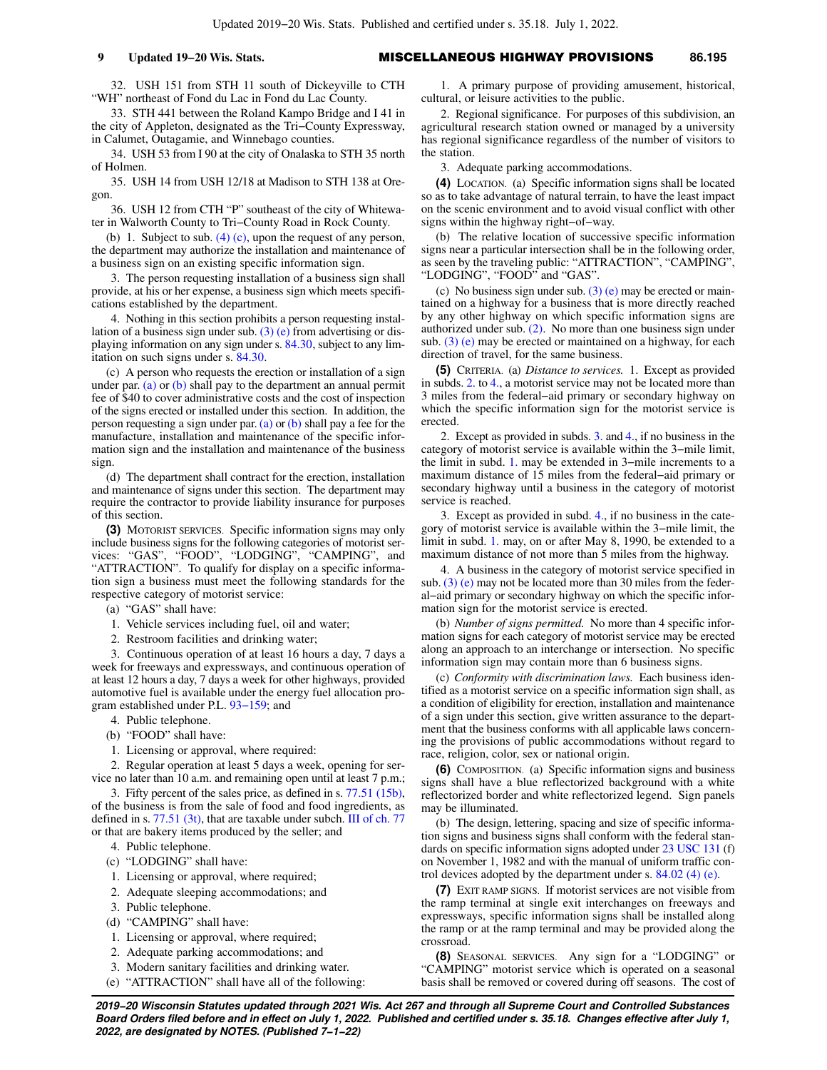32. USH 151 from STH 11 south of Dickeyville to CTH "WH" northeast of Fond du Lac in Fond du Lac County.

33. STH 441 between the Roland Kampo Bridge and I 41 in the city of Appleton, designated as the Tri−County Expressway, in Calumet, Outagamie, and Winnebago counties.

34. USH 53 from I 90 at the city of Onalaska to STH 35 north of Holmen.

35. USH 14 from USH 12/18 at Madison to STH 138 at Oregon.

36. USH 12 from CTH "P" southeast of the city of Whitewater in Walworth County to Tri−County Road in Rock County.

(b) 1. Subject to sub. (4) (c), upon the request of any person, the department may authorize the installation and maintenance of a business sign on an existing specific information sign.

3. The person requesting installation of a business sign shall provide, at his or her expense, a business sign which meets specifications established by the department.

4. Nothing in this section prohibits a person requesting installation of a business sign under sub. (3) (e) from advertising or displaying information on any sign under s. 84.30, subject to any limitation on such signs under s. 84.30.

(c) A person who requests the erection or installation of a sign under par. (a) or (b) shall pay to the department an annual permit fee of $40 to cover administrative costs and the cost of inspection of the signs erected or installed under this section. In addition, the person requesting a sign under par. (a) or (b) shall pay a fee for the manufacture, installation and maintenance of the specific information sign and the installation and maintenance of the business sign.

(d) The department shall contract for the erection, installation and maintenance of signs under this section. The department may require the contractor to provide liability insurance for purposes of this section.

**(3)** MOTORIST SERVICES. Specific information signs may only include business signs for the following categories of motorist services: "GAS", "FOOD", "LODGING", "CAMPING", and "ATTRACTION". To qualify for display on a specific information sign a business must meet the following standards for the respective category of motorist service:

(a) "GAS" shall have:

1. Vehicle services including fuel, oil and water;

2. Restroom facilities and drinking water;

3. Continuous operation of at least 16 hours a day, 7 days a week for freeways and expressways, and continuous operation of at least 12 hours a day, 7 days a week for other highways, provided automotive fuel is available under the energy fuel allocation program established under P.L. 93−159; and

4. Public telephone.

(b) "FOOD" shall have:

1. Licensing or approval, where required:

2. Regular operation at least 5 days a week, opening for service no later than 10 a.m. and remaining open until at least 7 p.m.;

3. Fifty percent of the sales price, as defined in s. 77.51 (15b), of the business is from the sale of food and food ingredients, as defined in s. 77.51 (3t), that are taxable under subch. III of ch. 77 or that are bakery items produced by the seller; and

4. Public telephone.

(c) "LODGING" shall have:

1. Licensing or approval, where required;

2. Adequate sleeping accommodations; and

3. Public telephone.

(d) "CAMPING" shall have:

1. Licensing or approval, where required;

2. Adequate parking accommodations; and

3. Modern sanitary facilities and drinking water.

(e) "ATTRACTION" shall have all of the following:

1. A primary purpose of providing amusement, historical, cultural, or leisure activities to the public.

2. Regional significance. For purposes of this subdivision, an agricultural research station owned or managed by a university has regional significance regardless of the number of visitors to the station.

3. Adequate parking accommodations.

**(4)** LOCATION. (a) Specific information signs shall be located so as to take advantage of natural terrain, to have the least impact on the scenic environment and to avoid visual conflict with other signs within the highway right−of−way.

(b) The relative location of successive specific information signs near a particular intersection shall be in the following order, as seen by the traveling public: "ATTRACTION", "CAMPING", "LODGING", "FOOD" and "GAS".

(c) No business sign under sub. (3) (e) may be erected or maintained on a highway for a business that is more directly reached by any other highway on which specific information signs are authorized under sub. (2). No more than one business sign under sub. (3) (e) may be erected or maintained on a highway, for each direction of travel, for the same business.

**(5)** CRITERIA. (a) *Distance to services.* 1. Except as provided in subds. 2. to 4., a motorist service may not be located more than 3 miles from the federal−aid primary or secondary highway on which the specific information sign for the motorist service is erected.

2. Except as provided in subds. 3. and 4., if no business in the category of motorist service is available within the 3−mile limit, the limit in subd. 1. may be extended in 3−mile increments to a maximum distance of 15 miles from the federal−aid primary or secondary highway until a business in the category of motorist service is reached.

3. Except as provided in subd. 4., if no business in the category of motorist service is available within the 3−mile limit, the limit in subd. 1. may, on or after May 8, 1990, be extended to a maximum distance of not more than 5 miles from the highway.

4. A business in the category of motorist service specified in sub. (3) (e) may not be located more than 30 miles from the federal−aid primary or secondary highway on which the specific information sign for the motorist service is erected.

(b) *Number of signs permitted.* No more than 4 specific information signs for each category of motorist service may be erected along an approach to an interchange or intersection. No specific information sign may contain more than 6 business signs.

(c) *Conformity with discrimination laws.* Each business identified as a motorist service on a specific information sign shall, as a condition of eligibility for erection, installation and maintenance of a sign under this section, give written assurance to the department that the business conforms with all applicable laws concerning the provisions of public accommodations without regard to race, religion, color, sex or national origin.

**(6)** COMPOSITION. (a) Specific information signs and business signs shall have a blue reflectorized background with a white reflectorized border and white reflectorized legend. Sign panels may be illuminated.

(b) The design, lettering, spacing and size of specific information signs and business signs shall conform with the federal standards on specific information signs adopted under 23 USC 131 (f) on November 1, 1982 and with the manual of uniform traffic control devices adopted by the department under s. 84.02 (4) (e).

**(7)** EXIT RAMP SIGNS. If motorist services are not visible from the ramp terminal at single exit interchanges on freeways and expressways, specific information signs shall be installed along the ramp or at the ramp terminal and may be provided along the crossroad.

**(8)** SEASONAL SERVICES. Any sign for a "LODGING" or "CAMPING" motorist service which is operated on a seasonal basis shall be removed or covered during off seasons. The cost of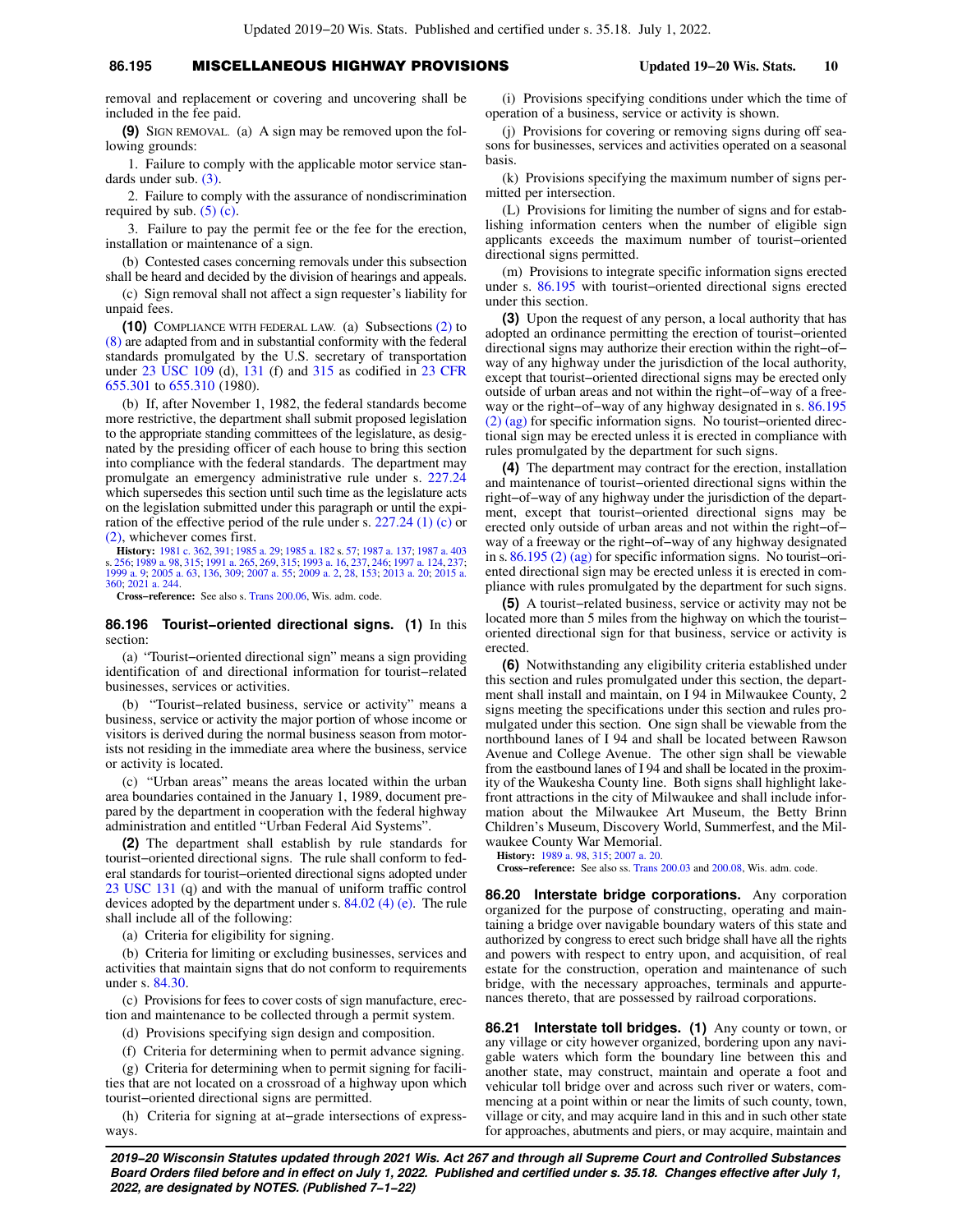removal and replacement or covering and uncovering shall be included in the fee paid.

**(9)** SIGN REMOVAL. (a) A sign may be removed upon the following grounds:

1. Failure to comply with the applicable motor service standards under sub. (3).

2. Failure to comply with the assurance of nondiscrimination required by sub. (5) (c).

3. Failure to pay the permit fee or the fee for the erection, installation or maintenance of a sign.

(b) Contested cases concerning removals under this subsection shall be heard and decided by the division of hearings and appeals.

(c) Sign removal shall not affect a sign requester's liability for unpaid fees.

**(10)** COMPLIANCE WITH FEDERAL LAW. (a) Subsections (2) to (8) are adapted from and in substantial conformity with the federal standards promulgated by the U.S. secretary of transportation under 23 USC 109 (d), 131 (f) and 315 as codified in 23 CFR 655.301 to 655.310 (1980).

(b) If, after November 1, 1982, the federal standards become more restrictive, the department shall submit proposed legislation to the appropriate standing committees of the legislature, as designated by the presiding officer of each house to bring this section into compliance with the federal standards. The department may promulgate an emergency administrative rule under s. 227.24 which supersedes this section until such time as the legislature acts on the legislation submitted under this paragraph or until the expiration of the effective period of the rule under s. 227.24 (1) (c) or (2), whichever comes first.

**History:** 1981 c. 362, 391; 1985 a. 29; 1985 a. 182 s. 57; 1987 a. 137; 1987 a. 403 s. 256; 1989 a. 98, 315; 1991 a. 265, 269, 315; 1993 a. 16, 237, 246; 1997 a. 124, 237; 1999 a. 9; 2005 a. 63, 136, 309; 2007 a. 55; 2009 a. 2, 28, 153; 2013 a. 20; 2015 a. 360; 2021 a. 244.

**Cross-reference:** See also s. Trans 200.06, Wis. adm. code.

**86.196 Tourist-oriented directional signs. (1)** In this section:

(a) "Tourist-oriented directional sign" means a sign providing identification of and directional information for tourist-related businesses, services or activities.

(b) "Tourist-related business, service or activity" means a business, service or activity the major portion of whose income or visitors is derived during the normal business season from motorists not residing in the immediate area where the business, service or activity is located.

(c) "Urban areas" means the areas located within the urban area boundaries contained in the January 1, 1989, document prepared by the department in cooperation with the federal highway administration and entitled "Urban Federal Aid Systems".

**(2)** The department shall establish by rule standards for tourist-oriented directional signs. The rule shall conform to federal standards for tourist-oriented directional signs adopted under 23 USC 131 (q) and with the manual of uniform traffic control devices adopted by the department under s. 84.02 (4) (e). The rule shall include all of the following:

(a) Criteria for eligibility for signing.

(b) Criteria for limiting or excluding businesses, services and activities that maintain signs that do not conform to requirements under s. 84.30.

(c) Provisions for fees to cover costs of sign manufacture, erection and maintenance to be collected through a permit system.

(d) Provisions specifying sign design and composition.

(f) Criteria for determining when to permit advance signing.

(g) Criteria for determining when to permit signing for facilities that are not located on a crossroad of a highway upon which tourist-oriented directional signs are permitted.

(h) Criteria for signing at at-grade intersections of expressways.

(i) Provisions specifying conditions under which the time of operation of a business, service or activity is shown.

(j) Provisions for covering or removing signs during off seasons for businesses, services and activities operated on a seasonal basis.

(k) Provisions specifying the maximum number of signs permitted per intersection.

(L) Provisions for limiting the number of signs and for establishing information centers when the number of eligible sign applicants exceeds the maximum number of tourist-oriented directional signs permitted.

(m) Provisions to integrate specific information signs erected under s. 86.195 with tourist-oriented directional signs erected under this section.

**(3)** Upon the request of any person, a local authority that has adopted an ordinance permitting the erection of tourist-oriented directional signs may authorize their erection within the right-of-way of any highway under the jurisdiction of the local authority, except that tourist-oriented directional signs may be erected only outside of urban areas and not within the right-of-way of a freeway or the right-of-way of any highway designated in s. 86.195 (2) (ag) for specific information signs. No tourist-oriented directional sign may be erected unless it is erected in compliance with rules promulgated by the department for such signs.

**(4)** The department may contract for the erection, installation and maintenance of tourist-oriented directional signs within the right-of-way of any highway under the jurisdiction of the department, except that tourist-oriented directional signs may be erected only outside of urban areas and not within the right-of-way of a freeway or the right-of-way of any highway designated in s. 86.195 (2) (ag) for specific information signs. No tourist-oriented directional sign may be erected unless it is erected in compliance with rules promulgated by the department for such signs.

**(5)** A tourist-related business, service or activity may not be located more than 5 miles from the highway on which the tourist-oriented directional sign for that business, service or activity is erected.

**(6)** Notwithstanding any eligibility criteria established under this section and rules promulgated under this section, the department shall install and maintain, on I 94 in Milwaukee County, 2 signs meeting the specifications under this section and rules promulgated under this section. One sign shall be viewable from the northbound lanes of I 94 and shall be located between Rawson Avenue and College Avenue. The other sign shall be viewable from the eastbound lanes of I 94 and shall be located in the proximity of the Waukesha County line. Both signs shall highlight lakefront attractions in the city of Milwaukee and shall include information about the Milwaukee Art Museum, the Betty Brinn Children's Museum, Discovery World, Summerfest, and the Milwaukee County War Memorial.

**History:** 1989 a. 98, 315; 2007 a. 20.

**Cross-reference:** See also ss. Trans 200.03 and 200.08, Wis. adm. code.

**86.20 Interstate bridge corporations.** Any corporation organized for the purpose of constructing, operating and maintaining a bridge over navigable boundary waters of this state and authorized by congress to erect such bridge shall have all the rights and powers with respect to entry upon, and acquisition, of real estate for the construction, operation and maintenance of such bridge, with the necessary approaches, terminals and appurtenances thereto, that are possessed by railroad corporations.

**86.21 Interstate toll bridges. (1)** Any county or town, or any village or city however organized, bordering upon any navigable waters which form the boundary line between this and another state, may construct, maintain and operate a foot and vehicular toll bridge over and across such river or waters, commencing at a point within or near the limits of such county, town, village or city, and may acquire land in this and in such other state for approaches, abutments and piers, or may acquire, maintain and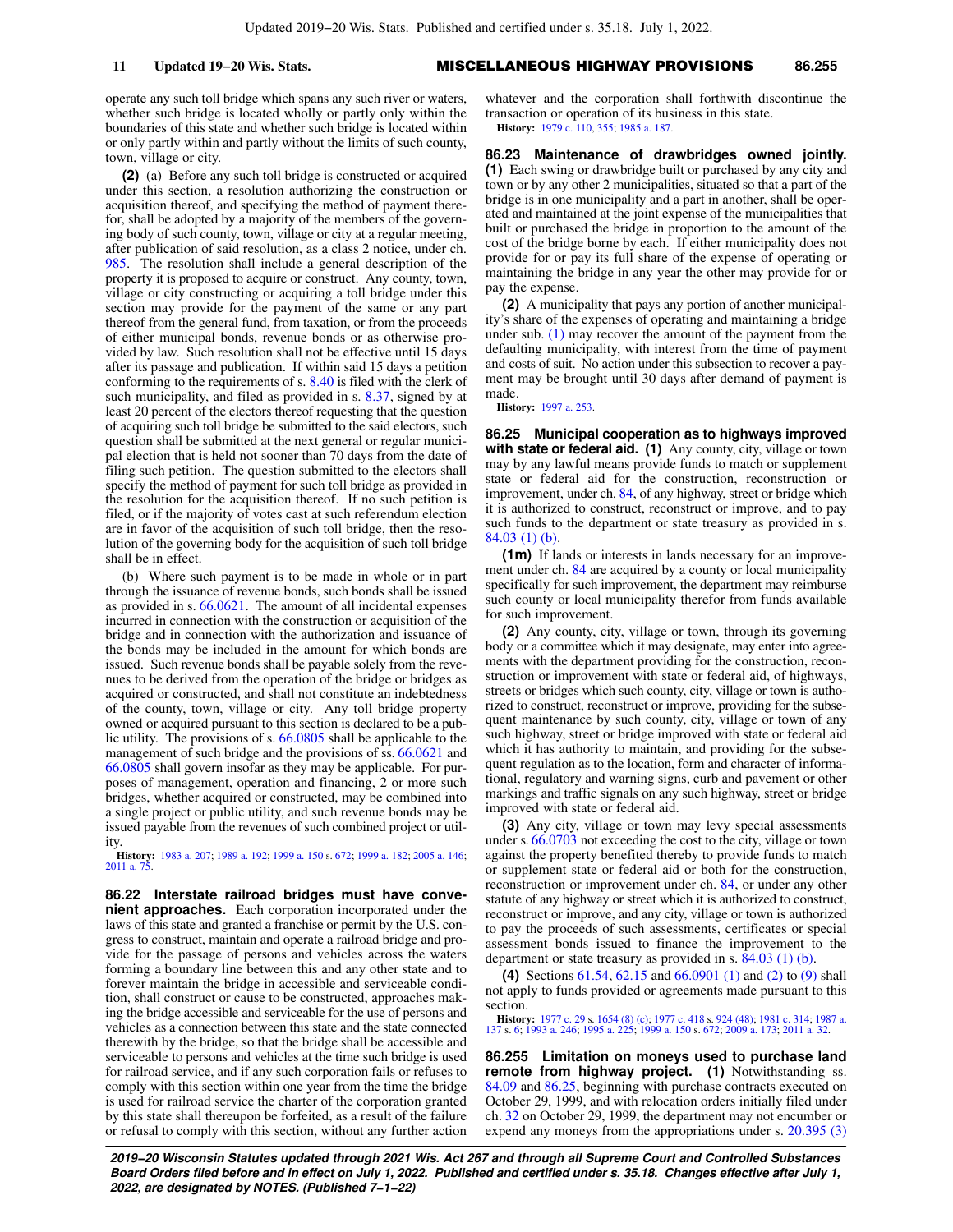operate any such toll bridge which spans any such river or waters, whether such bridge is located wholly or partly only within the boundaries of this state and whether such bridge is located within or only partly within and partly without the limits of such county, town, village or city.

**(2)** (a) Before any such toll bridge is constructed or acquired under this section, a resolution authorizing the construction or acquisition thereof, and specifying the method of payment therefor, shall be adopted by a majority of the members of the governing body of such county, town, village or city at a regular meeting, after publication of said resolution, as a class 2 notice, under ch. 985. The resolution shall include a general description of the property it is proposed to acquire or construct. Any county, town, village or city constructing or acquiring a toll bridge under this section may provide for the payment of the same or any part thereof from the general fund, from taxation, or from the proceeds of either municipal bonds, revenue bonds or as otherwise provided by law. Such resolution shall not be effective until 15 days after its passage and publication. If within said 15 days a petition conforming to the requirements of s. 8.40 is filed with the clerk of such municipality, and filed as provided in s. 8.37, signed by at least 20 percent of the electors thereof requesting that the question of acquiring such toll bridge be submitted to the said electors, such question shall be submitted at the next general or regular municipal election that is held not sooner than 70 days from the date of filing such petition. The question submitted to the electors shall specify the method of payment for such toll bridge as provided in the resolution for the acquisition thereof. If no such petition is filed, or if the majority of votes cast at such referendum election are in favor of the acquisition of such toll bridge, then the resolution of the governing body for the acquisition of such toll bridge shall be in effect.

(b) Where such payment is to be made in whole or in part through the issuance of revenue bonds, such bonds shall be issued as provided in s. 66.0621. The amount of all incidental expenses incurred in connection with the construction or acquisition of the bridge and in connection with the authorization and issuance of the bonds may be included in the amount for which bonds are issued. Such revenue bonds shall be payable solely from the revenues to be derived from the operation of the bridge or bridges as acquired or constructed, and shall not constitute an indebtedness of the county, town, village or city. Any toll bridge property owned or acquired pursuant to this section is declared to be a public utility. The provisions of s. 66.0805 shall be applicable to the management of such bridge and the provisions of ss. 66.0621 and 66.0805 shall govern insofar as they may be applicable. For purposes of management, operation and financing, 2 or more such bridges, whether acquired or constructed, may be combined into a single project or public utility, and such revenue bonds may be issued payable from the revenues of such combined project or utility.

**History:** 1983 a. 207; 1989 a. 192; 1999 a. 150 s. 672; 1999 a. 182; 2005 a. 146; 2011 a. 75.

**86.22 Interstate railroad bridges must have convenient approaches.** Each corporation incorporated under the laws of this state and granted a franchise or permit by the U.S. congress to construct, maintain and operate a railroad bridge and provide for the passage of persons and vehicles across the waters forming a boundary line between this and any other state and to forever maintain the bridge in accessible and serviceable condition, shall construct or cause to be constructed, approaches making the bridge accessible and serviceable for the use of persons and vehicles as a connection between this state and the state connected therewith by the bridge, so that the bridge shall be accessible and serviceable to persons and vehicles at the time such bridge is used for railroad service, and if any such corporation fails or refuses to comply with this section within one year from the time the bridge is used for railroad service the charter of the corporation granted by this state shall thereupon be forfeited, as a result of the failure or refusal to comply with this section, without any further action whatever and the corporation shall forthwith discontinue the transaction or operation of its business in this state.

**History:** 1979 c. 110, 355; 1985 a. 187.

**86.23 Maintenance of drawbridges owned jointly.** **(1)** Each swing or drawbridge built or purchased by any city and town or by any other 2 municipalities, situated so that a part of the bridge is in one municipality and a part in another, shall be operated and maintained at the joint expense of the municipalities that built or purchased the bridge in proportion to the amount of the cost of the bridge borne by each. If either municipality does not provide for or pay its full share of the expense of operating or maintaining the bridge in any year the other may provide for or pay the expense.

**(2)** A municipality that pays any portion of another municipality's share of the expenses of operating and maintaining a bridge under sub. (1) may recover the amount of the payment from the defaulting municipality, with interest from the time of payment and costs of suit. No action under this subsection to recover a payment may be brought until 30 days after demand of payment is made.

**History:** 1997 a. 253.

**86.25 Municipal cooperation as to highways improved with state or federal aid.** **(1)** Any county, city, village or town may by any lawful means provide funds to match or supplement state or federal aid for the construction, reconstruction or improvement, under ch. 84, of any highway, street or bridge which it is authorized to construct, reconstruct or improve, and to pay such funds to the department or state treasury as provided in s. 84.03 (1) (b).

**(1m)** If lands or interests in lands necessary for an improvement under ch. 84 are acquired by a county or local municipality specifically for such improvement, the department may reimburse such county or local municipality therefor from funds available for such improvement.

**(2)** Any county, city, village or town, through its governing body or a committee which it may designate, may enter into agreements with the department providing for the construction, reconstruction or improvement with state or federal aid, of highways, streets or bridges which such county, city, village or town is authorized to construct, reconstruct or improve, providing for the subsequent maintenance by such county, city, village or town of any such highway, street or bridge improved with state or federal aid which it has authority to maintain, and providing for the subsequent regulation as to the location, form and character of informational, regulatory and warning signs, curb and pavement or other markings and traffic signals on any such highway, street or bridge improved with state or federal aid.

**(3)** Any city, village or town may levy special assessments under s. 66.0703 not exceeding the cost to the city, village or town against the property benefited thereby to provide funds to match or supplement state or federal aid or both for the construction, reconstruction or improvement under ch. 84, or under any other statute of any highway or street which it is authorized to construct, reconstruct or improve, and any city, village or town is authorized to pay the proceeds of such assessments, certificates or special assessment bonds issued to finance the improvement to the department or state treasury as provided in s. 84.03 (1) (b).

**(4)** Sections 61.54, 62.15 and 66.0901 (1) and (2) to (9) shall not apply to funds provided or agreements made pursuant to this section.

**History:** 1977 c. 29 s. 1654 (8) (c); 1977 c. 418 s. 924 (48); 1981 c. 314; 1987 a. 137 s. 6; 1993 a. 246; 1995 a. 225; 1999 a. 150 s. 672; 2009 a. 173; 2011 a. 32.

**86.255 Limitation on moneys used to purchase land remote from highway project.** **(1)** Notwithstanding ss. 84.09 and 86.25, beginning with purchase contracts executed on October 29, 1999, and with relocation orders initially filed under ch. 32 on October 29, 1999, the department may not encumber or expend any moneys from the appropriations under s. 20.395 (3)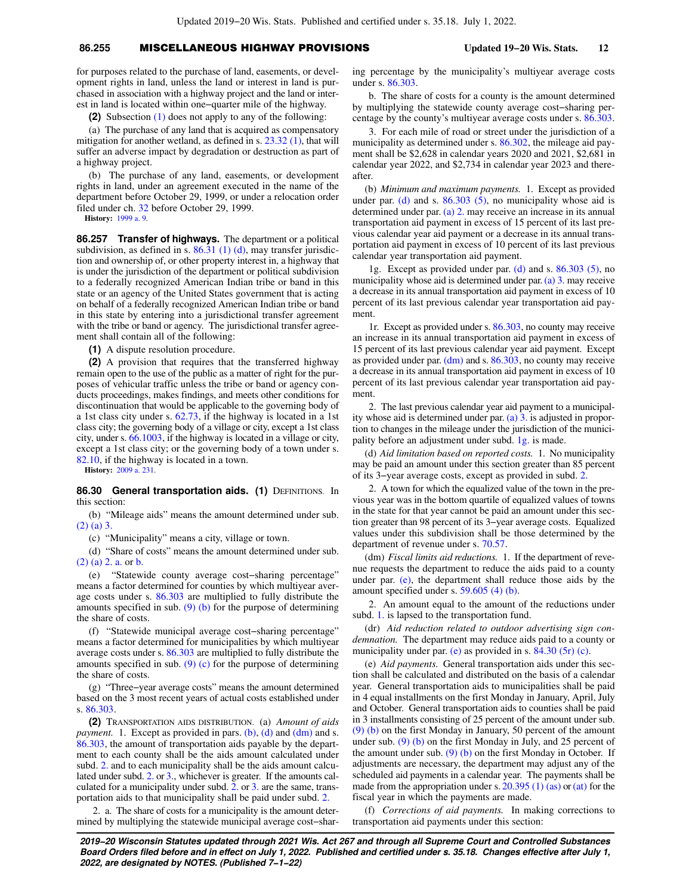for purposes related to the purchase of land, easements, or development rights in land, unless the land or interest in land is purchased in association with a highway project and the land or interest in land is located within one−quarter mile of the highway.

**(2)** Subsection (1) does not apply to any of the following:

(a) The purchase of any land that is acquired as compensatory mitigation for another wetland, as defined in s. 23.32 (1), that will suffer an adverse impact by degradation or destruction as part of a highway project.

(b) The purchase of any land, easements, or development rights in land, under an agreement executed in the name of the department before October 29, 1999, or under a relocation order filed under ch. 32 before October 29, 1999.

**History:** 1999 a. 9.

**86.257 Transfer of highways.** The department or a political subdivision, as defined in s. 86.31 (1) (d), may transfer jurisdiction and ownership of, or other property interest in, a highway that is under the jurisdiction of the department or political subdivision to a federally recognized American Indian tribe or band in this state or an agency of the United States government that is acting on behalf of a federally recognized American Indian tribe or band in this state by entering into a jurisdictional transfer agreement with the tribe or band or agency. The jurisdictional transfer agreement shall contain all of the following:

**(1)** A dispute resolution procedure.

**(2)** A provision that requires that the transferred highway remain open to the use of the public as a matter of right for the purposes of vehicular traffic unless the tribe or band or agency conducts proceedings, makes findings, and meets other conditions for discontinuation that would be applicable to the governing body of a 1st class city under s. 62.73, if the highway is located in a 1st class city; the governing body of a village or city, except a 1st class city, under s. 66.1003, if the highway is located in a village or city, except a 1st class city; or the governing body of a town under s. 82.10, if the highway is located in a town.

**History:** 2009 a. 231.

**86.30 General transportation aids. (1)** DEFINITIONS. In this section:

(b) "Mileage aids" means the amount determined under sub. (2) (a) 3.

(c) "Municipality" means a city, village or town.

(d) "Share of costs" means the amount determined under sub. (2) (a) 2. a. or b.

(e) "Statewide county average cost−sharing percentage" means a factor determined for counties by which multiyear average costs under s. 86.303 are multiplied to fully distribute the amounts specified in sub. (9) (b) for the purpose of determining the share of costs.

(f) "Statewide municipal average cost−sharing percentage" means a factor determined for municipalities by which multiyear average costs under s. 86.303 are multiplied to fully distribute the amounts specified in sub. (9) (c) for the purpose of determining the share of costs.

(g) "Three−year average costs" means the amount determined based on the 3 most recent years of actual costs established under s. 86.303.

**(2)** TRANSPORTATION AIDS DISTRIBUTION. (a) *Amount of aids payment.* 1. Except as provided in pars. (b), (d) and (dm) and s. 86.303, the amount of transportation aids payable by the department to each county shall be the aids amount calculated under subd. 2. and to each municipality shall be the aids amount calculated under subd. 2. or 3., whichever is greater. If the amounts calculated for a municipality under subd. 2. or 3. are the same, transportation aids to that municipality shall be paid under subd. 2.

2. a. The share of costs for a municipality is the amount determined by multiplying the statewide municipal average cost−sharing percentage by the municipality's multiyear average costs under s. 86.303.

b. The share of costs for a county is the amount determined by multiplying the statewide county average cost−sharing percentage by the county's multiyear average costs under s. 86.303.

3. For each mile of road or street under the jurisdiction of a municipality as determined under s. 86.302, the mileage aid payment shall be $2,628 in calendar years 2020 and 2021, $2,681 in calendar year 2022, and $2,734 in calendar year 2023 and thereafter.

(b) *Minimum and maximum payments.* 1. Except as provided under par. (d) and s. 86.303 (5), no municipality whose aid is determined under par. (a) 2. may receive an increase in its annual transportation aid payment in excess of 15 percent of its last previous calendar year aid payment or a decrease in its annual transportation aid payment in excess of 10 percent of its last previous calendar year transportation aid payment.

1g. Except as provided under par. (d) and s. 86.303 (5), no municipality whose aid is determined under par. (a) 3. may receive a decrease in its annual transportation aid payment in excess of 10 percent of its last previous calendar year transportation aid payment.

1r. Except as provided under s. 86.303, no county may receive an increase in its annual transportation aid payment in excess of 15 percent of its last previous calendar year aid payment. Except as provided under par. (dm) and s. 86.303, no county may receive a decrease in its annual transportation aid payment in excess of 10 percent of its last previous calendar year transportation aid payment.

2. The last previous calendar year aid payment to a municipality whose aid is determined under par. (a) 3. is adjusted in proportion to changes in the mileage under the jurisdiction of the municipality before an adjustment under subd. 1g. is made.

(d) *Aid limitation based on reported costs.* 1. No municipality may be paid an amount under this section greater than 85 percent of its 3−year average costs, except as provided in subd. 2.

2. A town for which the equalized value of the town in the previous year was in the bottom quartile of equalized values of towns in the state for that year cannot be paid an amount under this section greater than 98 percent of its 3−year average costs. Equalized values under this subdivision shall be those determined by the department of revenue under s. 70.57.

(dm) *Fiscal limits aid reductions.* 1. If the department of revenue requests the department to reduce the aids paid to a county under par. (e), the department shall reduce those aids by the amount specified under s. 59.605 (4) (b).

2. An amount equal to the amount of the reductions under subd. 1. is lapsed to the transportation fund.

(dr) *Aid reduction related to outdoor advertising sign condemnation.* The department may reduce aids paid to a county or municipality under par. (e) as provided in s. 84.30 (5r) (c).

(e) *Aid payments.* General transportation aids under this section shall be calculated and distributed on the basis of a calendar year. General transportation aids to municipalities shall be paid in 4 equal installments on the first Monday in January, April, July and October. General transportation aids to counties shall be paid in 3 installments consisting of 25 percent of the amount under sub. (9) (b) on the first Monday in January, 50 percent of the amount under sub. (9) (b) on the first Monday in July, and 25 percent of the amount under sub. (9) (b) on the first Monday in October. If adjustments are necessary, the department may adjust any of the scheduled aid payments in a calendar year. The payments shall be made from the appropriation under s. 20.395 (1) (as) or (at) for the fiscal year in which the payments are made.

(f) *Corrections of aid payments.* In making corrections to transportation aid payments under this section: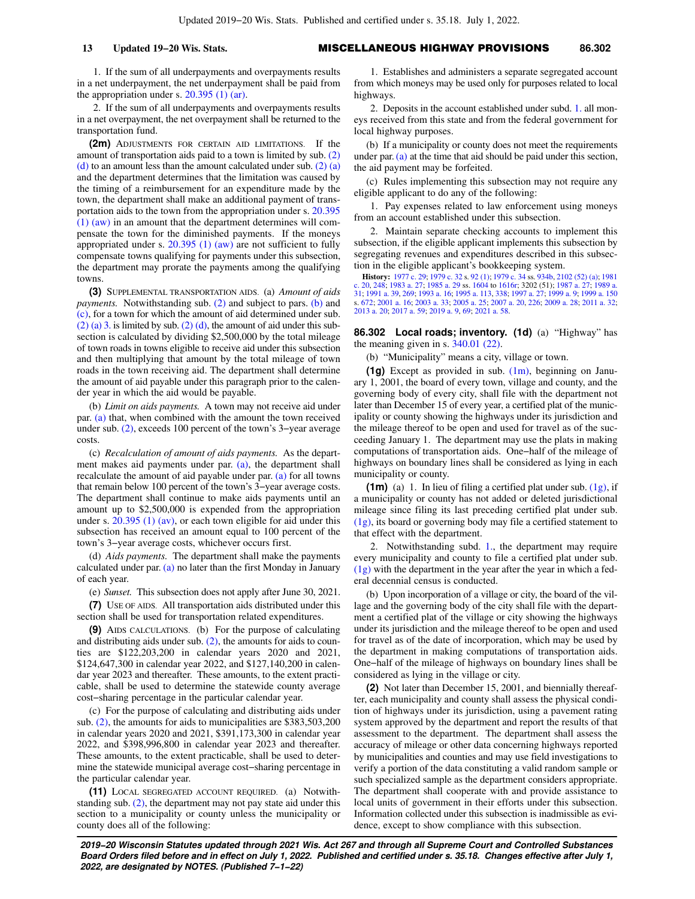1. If the sum of all underpayments and overpayments results in a net underpayment, the net underpayment shall be paid from the appropriation under s. 20.395 (1) (ar).

2. If the sum of all underpayments and overpayments results in a net overpayment, the net overpayment shall be returned to the transportation fund.

**(2m)** ADJUSTMENTS FOR CERTAIN AID LIMITATIONS. If the amount of transportation aids paid to a town is limited by sub. (2) (d) to an amount less than the amount calculated under sub. (2) (a) and the department determines that the limitation was caused by the timing of a reimbursement for an expenditure made by the town, the department shall make an additional payment of transportation aids to the town from the appropriation under s. 20.395 (1) (aw) in an amount that the department determines will compensate the town for the diminished payments. If the moneys appropriated under s. 20.395 (1) (aw) are not sufficient to fully compensate towns qualifying for payments under this subsection, the department may prorate the payments among the qualifying towns.

**(3)** SUPPLEMENTAL TRANSPORTATION AIDS. (a) *Amount of aids payments.* Notwithstanding sub. (2) and subject to pars. (b) and (c), for a town for which the amount of aid determined under sub. (2) (a) 3. is limited by sub. (2) (d), the amount of aid under this subsection is calculated by dividing $2,500,000 by the total mileage of town roads in towns eligible to receive aid under this subsection and then multiplying that amount by the total mileage of town roads in the town receiving aid. The department shall determine the amount of aid payable under this paragraph prior to the calendar year in which the aid would be payable.

(b) *Limit on aids payments.* A town may not receive aid under par. (a) that, when combined with the amount the town received under sub. (2), exceeds 100 percent of the town's 3−year average costs.

(c) *Recalculation of amount of aids payments.* As the department makes aid payments under par. (a), the department shall recalculate the amount of aid payable under par. (a) for all towns that remain below 100 percent of the town's 3−year average costs. The department shall continue to make aids payments until an amount up to $2,500,000 is expended from the appropriation under s. 20.395 (1) (av), or each town eligible for aid under this subsection has received an amount equal to 100 percent of the town's 3−year average costs, whichever occurs first.

(d) *Aids payments.* The department shall make the payments calculated under par. (a) no later than the first Monday in January of each year.

(e) *Sunset.* This subsection does not apply after June 30, 2021.

**(7)** USE OF AIDS. All transportation aids distributed under this section shall be used for transportation related expenditures.

**(9)** AIDS CALCULATIONS. (b) For the purpose of calculating and distributing aids under sub. (2), the amounts for aids to counties are $122,203,200 in calendar years 2020 and 2021, $124,647,300 in calendar year 2022, and $127,140,200 in calendar year 2023 and thereafter. These amounts, to the extent practicable, shall be used to determine the statewide county average cost−sharing percentage in the particular calendar year.

(c) For the purpose of calculating and distributing aids under sub. (2), the amounts for aids to municipalities are $383,503,200 in calendar years 2020 and 2021, $391,173,300 in calendar year 2022, and $398,996,800 in calendar year 2023 and thereafter. These amounts, to the extent practicable, shall be used to determine the statewide municipal average cost−sharing percentage in the particular calendar year.

**(11)** LOCAL SEGREGATED ACCOUNT REQUIRED. (a) Notwithstanding sub. (2), the department may not pay state aid under this section to a municipality or county unless the municipality or county does all of the following:

1. Establishes and administers a separate segregated account from which moneys may be used only for purposes related to local highways.

2. Deposits in the account established under subd. 1. all moneys received from this state and from the federal government for local highway purposes.

(b) If a municipality or county does not meet the requirements under par. (a) at the time that aid should be paid under this section, the aid payment may be forfeited.

(c) Rules implementing this subsection may not require any eligible applicant to do any of the following:

1. Pay expenses related to law enforcement using moneys from an account established under this subsection.

2. Maintain separate checking accounts to implement this subsection, if the eligible applicant implements this subsection by segregating revenues and expenditures described in this subsection in the eligible applicant's bookkeeping system.

**History:** 1977 c. 29; 1979 c. 32 s. 92 (1); 1979 c. 34 ss. 934b, 2102 (52) (a); 1981 c. 20, 248; 1983 a. 27; 1985 a. 29 ss. 1604 to 1616r; 3202 (51); 1987 a. 27; 1989 a. 31; 1991 a. 39, 269; 1993 a. 16; 1995 a. 113, 338; 1997 a. 27; 1999 a. 9; 1999 a. 150 s. 672; 2001 a. 16; 2003 a. 33; 2005 a. 25; 2007 a. 20, 226; 2009 a. 28; 2011 a. 32; 2013 a. 20; 2017 a. 59; 2019 a. 9, 69; 2021 a. 58.

## 86.302 Local roads; inventory.

**(1d)** (a) "Highway" has the meaning given in s. 340.01 (22).

(b) "Municipality" means a city, village or town.

**(1g)** Except as provided in sub. (1m), beginning on January 1, 2001, the board of every town, village and county, and the governing body of every city, shall file with the department not later than December 15 of every year, a certified plat of the municipality or county showing the highways under its jurisdiction and the mileage thereof to be open and used for travel as of the succeeding January 1. The department may use the plats in making computations of transportation aids. One−half of the mileage of highways on boundary lines shall be considered as lying in each municipality or county.

**(1m)** (a) 1. In lieu of filing a certified plat under sub. (1g), if a municipality or county has not added or deleted jurisdictional mileage since filing its last preceding certified plat under sub. (1g), its board or governing body may file a certified statement to that effect with the department.

2. Notwithstanding subd. 1., the department may require every municipality and county to file a certified plat under sub. (1g) with the department in the year after the year in which a federal decennial census is conducted.

(b) Upon incorporation of a village or city, the board of the village and the governing body of the city shall file with the department a certified plat of the village or city showing the highways under its jurisdiction and the mileage thereof to be open and used for travel as of the date of incorporation, which may be used by the department in making computations of transportation aids. One−half of the mileage of highways on boundary lines shall be considered as lying in the village or city.

**(2)** Not later than December 15, 2001, and biennially thereafter, each municipality and county shall assess the physical condition of highways under its jurisdiction, using a pavement rating system approved by the department and report the results of that assessment to the department. The department shall assess the accuracy of mileage or other data concerning highways reported by municipalities and counties and may use field investigations to verify a portion of the data constituting a valid random sample or such specialized sample as the department considers appropriate. The department shall cooperate with and provide assistance to local units of government in their efforts under this subsection. Information collected under this subsection is inadmissible as evidence, except to show compliance with this subsection.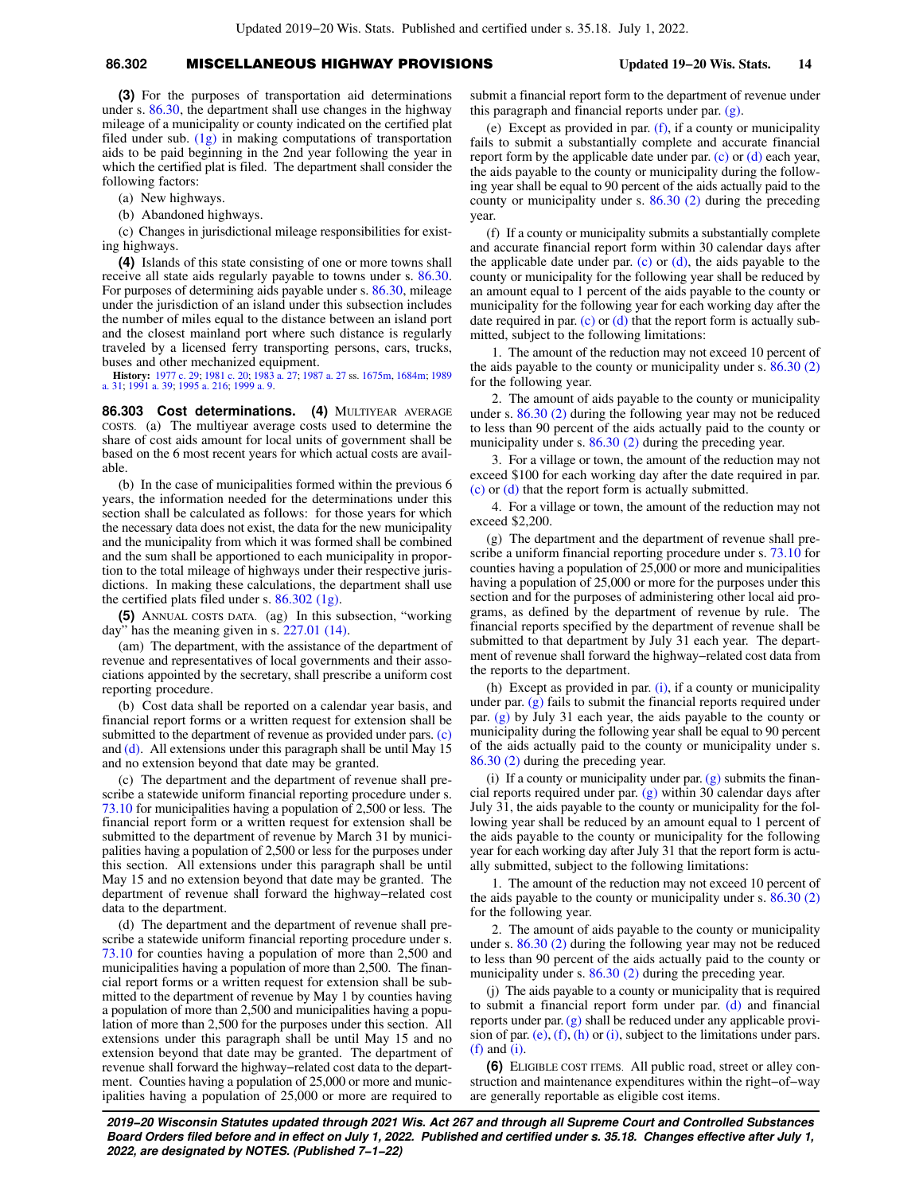**(3)** For the purposes of transportation aid determinations under s. 86.30, the department shall use changes in the highway mileage of a municipality or county indicated on the certified plat filed under sub. (1g) in making computations of transportation aids to be paid beginning in the 2nd year following the year in which the certified plat is filed. The department shall consider the following factors:

(a) New highways.

(b) Abandoned highways.

(c) Changes in jurisdictional mileage responsibilities for existing highways.

**(4)** Islands of this state consisting of one or more towns shall receive all state aids regularly payable to towns under s. 86.30. For purposes of determining aids payable under s. 86.30, mileage under the jurisdiction of an island under this subsection includes the number of miles equal to the distance between an island port and the closest mainland port where such distance is regularly traveled by a licensed ferry transporting persons, cars, trucks, buses and other mechanized equipment.

**History:** 1977 c. 29; 1981 c. 20; 1983 a. 27; 1987 a. 27 ss. 1675m, 1684m; 1989 a. 31; 1991 a. 39; 1995 a. 216; 1999 a. 9.

**86.303 Cost determinations.** **(4)** MULTIYEAR AVERAGE COSTS. (a) The multiyear average costs used to determine the share of cost aids amount for local units of government shall be based on the 6 most recent years for which actual costs are available.

(b) In the case of municipalities formed within the previous 6 years, the information needed for the determinations under this section shall be calculated as follows: for those years for which the necessary data does not exist, the data for the new municipality and the municipality from which it was formed shall be combined and the sum shall be apportioned to each municipality in proportion to the total mileage of highways under their respective jurisdictions. In making these calculations, the department shall use the certified plats filed under s. 86.302 (1g).

**(5)** ANNUAL COSTS DATA. (ag) In this subsection, "working day" has the meaning given in s. 227.01 (14).

(am) The department, with the assistance of the department of revenue and representatives of local governments and their associations appointed by the secretary, shall prescribe a uniform cost reporting procedure.

(b) Cost data shall be reported on a calendar year basis, and financial report forms or a written request for extension shall be submitted to the department of revenue as provided under pars. (c) and (d). All extensions under this paragraph shall be until May 15 and no extension beyond that date may be granted.

(c) The department and the department of revenue shall prescribe a statewide uniform financial reporting procedure under s. 73.10 for municipalities having a population of 2,500 or less. The financial report form or a written request for extension shall be submitted to the department of revenue by March 31 by municipalities having a population of 2,500 or less for the purposes under this section. All extensions under this paragraph shall be until May 15 and no extension beyond that date may be granted. The department of revenue shall forward the highway−related cost data to the department.

(d) The department and the department of revenue shall prescribe a statewide uniform financial reporting procedure under s. 73.10 for counties having a population of more than 2,500 and municipalities having a population of more than 2,500. The financial report forms or a written request for extension shall be submitted to the department of revenue by May 1 by counties having a population of more than 2,500 and municipalities having a population of more than 2,500 for the purposes under this section. All extensions under this paragraph shall be until May 15 and no extension beyond that date may be granted. The department of revenue shall forward the highway−related cost data to the department. Counties having a population of 25,000 or more and municipalities having a population of 25,000 or more are required to submit a financial report form to the department of revenue under this paragraph and financial reports under par. (g).

(e) Except as provided in par. (f), if a county or municipality fails to submit a substantially complete and accurate financial report form by the applicable date under par. (c) or (d) each year, the aids payable to the county or municipality during the following year shall be equal to 90 percent of the aids actually paid to the county or municipality under s. 86.30 (2) during the preceding year.

(f) If a county or municipality submits a substantially complete and accurate financial report form within 30 calendar days after the applicable date under par. (c) or (d), the aids payable to the county or municipality for the following year shall be reduced by an amount equal to 1 percent of the aids payable to the county or municipality for the following year for each working day after the date required in par. (c) or (d) that the report form is actually submitted, subject to the following limitations:

1. The amount of the reduction may not exceed 10 percent of the aids payable to the county or municipality under s. 86.30 (2) for the following year.

2. The amount of aids payable to the county or municipality under s. 86.30 (2) during the following year may not be reduced to less than 90 percent of the aids actually paid to the county or municipality under s. 86.30 (2) during the preceding year.

3. For a village or town, the amount of the reduction may not exceed $100 for each working day after the date required in par. (c) or (d) that the report form is actually submitted.

4. For a village or town, the amount of the reduction may not exceed $2,200.

(g) The department and the department of revenue shall prescribe a uniform financial reporting procedure under s. 73.10 for counties having a population of 25,000 or more and municipalities having a population of 25,000 or more for the purposes under this section and for the purposes of administering other local aid programs, as defined by the department of revenue by rule. The financial reports specified by the department of revenue shall be submitted to that department by July 31 each year. The department of revenue shall forward the highway−related cost data from the reports to the department.

(h) Except as provided in par. (i), if a county or municipality under par. (g) fails to submit the financial reports required under par. (g) by July 31 each year, the aids payable to the county or municipality during the following year shall be equal to 90 percent of the aids actually paid to the county or municipality under s. 86.30 (2) during the preceding year.

(i) If a county or municipality under par. (g) submits the financial reports required under par. (g) within 30 calendar days after July 31, the aids payable to the county or municipality for the following year shall be reduced by an amount equal to 1 percent of the aids payable to the county or municipality for the following year for each working day after July 31 that the report form is actually submitted, subject to the following limitations:

1. The amount of the reduction may not exceed 10 percent of the aids payable to the county or municipality under s. 86.30 (2) for the following year.

2. The amount of aids payable to the county or municipality under s. 86.30 (2) during the following year may not be reduced to less than 90 percent of the aids actually paid to the county or municipality under s. 86.30 (2) during the preceding year.

(j) The aids payable to a county or municipality that is required to submit a financial report form under par. (d) and financial reports under par. (g) shall be reduced under any applicable provision of par. (e), (f), (h) or (i), subject to the limitations under pars. (f) and (i).

**(6)** ELIGIBLE COST ITEMS. All public road, street or alley construction and maintenance expenditures within the right−of−way are generally reportable as eligible cost items.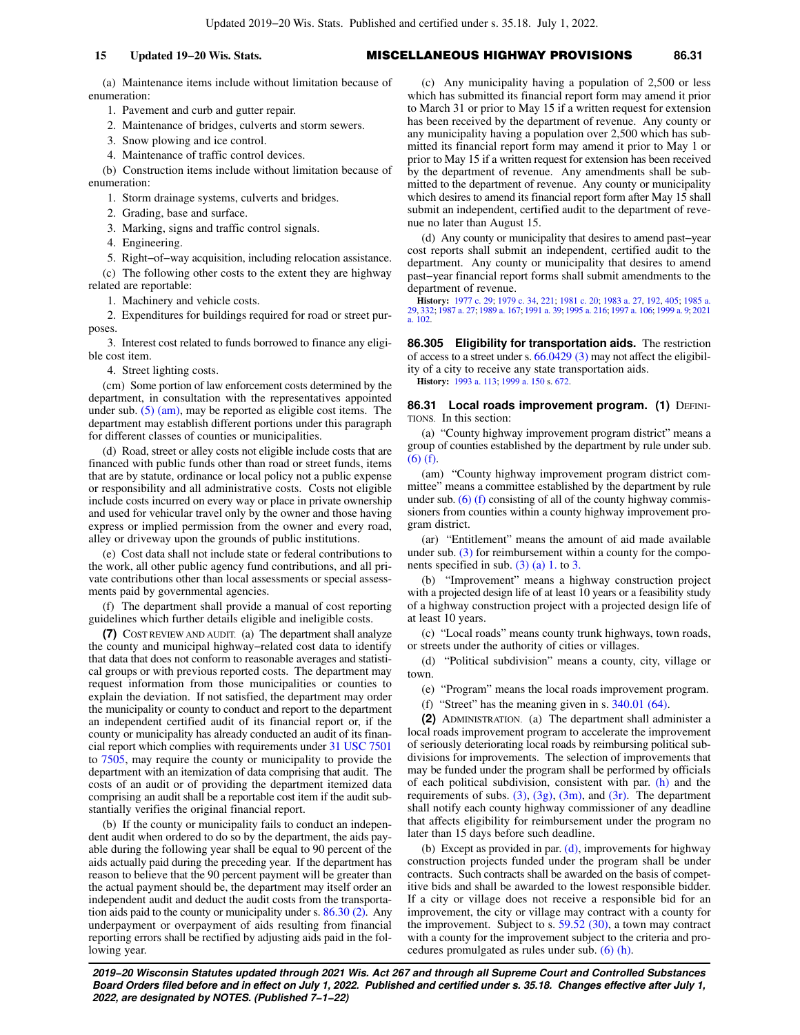(a) Maintenance items include without limitation because of enumeration:

1. Pavement and curb and gutter repair.

2. Maintenance of bridges, culverts and storm sewers.

3. Snow plowing and ice control.

4. Maintenance of traffic control devices.

(b) Construction items include without limitation because of enumeration:

1. Storm drainage systems, culverts and bridges.

2. Grading, base and surface.

3. Marking, signs and traffic control signals.

4. Engineering.

5. Right−of−way acquisition, including relocation assistance.

(c) The following other costs to the extent they are highway related are reportable:

1. Machinery and vehicle costs.

2. Expenditures for buildings required for road or street purposes.

3. Interest cost related to funds borrowed to finance any eligible cost item.

4. Street lighting costs.

(cm) Some portion of law enforcement costs determined by the department, in consultation with the representatives appointed under sub. (5) (am), may be reported as eligible cost items. The department may establish different portions under this paragraph for different classes of counties or municipalities.

(d) Road, street or alley costs not eligible include costs that are financed with public funds other than road or street funds, items that are by statute, ordinance or local policy not a public expense or responsibility and all administrative costs. Costs not eligible include costs incurred on every way or place in private ownership and used for vehicular travel only by the owner and those having express or implied permission from the owner and every road, alley or driveway upon the grounds of public institutions.

(e) Cost data shall not include state or federal contributions to the work, all other public agency fund contributions, and all private contributions other than local assessments or special assessments paid by governmental agencies.

(f) The department shall provide a manual of cost reporting guidelines which further details eligible and ineligible costs.

**(7)** COST REVIEW AND AUDIT. (a) The department shall analyze the county and municipal highway−related cost data to identify that data that does not conform to reasonable averages and statistical groups or with previous reported costs. The department may request information from those municipalities or counties to explain the deviation. If not satisfied, the department may order the municipality or county to conduct and report to the department an independent certified audit of its financial report or, if the county or municipality has already conducted an audit of its financial report which complies with requirements under 31 USC 7501 to 7505, may require the county or municipality to provide the department with an itemization of data comprising that audit. The costs of an audit or of providing the department itemized data comprising an audit shall be a reportable cost item if the audit substantially verifies the original financial report.

(b) If the county or municipality fails to conduct an independent audit when ordered to do so by the department, the aids payable during the following year shall be equal to 90 percent of the aids actually paid during the preceding year. If the department has reason to believe that the 90 percent payment will be greater than the actual payment should be, the department may itself order an independent audit and deduct the audit costs from the transportation aids paid to the county or municipality under s. 86.30 (2). Any underpayment or overpayment of aids resulting from financial reporting errors shall be rectified by adjusting aids paid in the following year.

(c) Any municipality having a population of 2,500 or less which has submitted its financial report form may amend it prior to March 31 or prior to May 15 if a written request for extension has been received by the department of revenue. Any county or any municipality having a population over 2,500 which has submitted its financial report form may amend it prior to May 1 or prior to May 15 if a written request for extension has been received by the department of revenue. Any amendments shall be submitted to the department of revenue. Any county or municipality which desires to amend its financial report form after May 15 shall submit an independent, certified audit to the department of revenue no later than August 15.

(d) Any county or municipality that desires to amend past−year cost reports shall submit an independent, certified audit to the department. Any county or municipality that desires to amend past−year financial report forms shall submit amendments to the department of revenue.

**History:** 1977 c. 29; 1979 c. 34, 221; 1981 c. 20; 1983 a. 27, 192, 405; 1985 a. 29, 332; 1987 a. 27; 1989 a. 167; 1991 a. 39; 1995 a. 216; 1997 a. 106; 1999 a. 9; 2021 a. 102.

**86.305 Eligibility for transportation aids.** The restriction of access to a street under s. 66.0429 (3) may not affect the eligibility of a city to receive any state transportation aids.

**History:** 1993 a. 113; 1999 a. 150 s. 672.

**86.31 Local roads improvement program. (1)** DEFINITIONS. In this section:

(a) "County highway improvement program district" means a group of counties established by the department by rule under sub. (6) (f).

(am) "County highway improvement program district committee" means a committee established by the department by rule under sub. (6) (f) consisting of all of the county highway commissioners from counties within a county highway improvement program district.

(ar) "Entitlement" means the amount of aid made available under sub. (3) for reimbursement within a county for the components specified in sub. (3) (a) 1. to 3.

(b) "Improvement" means a highway construction project with a projected design life of at least 10 years or a feasibility study of a highway construction project with a projected design life of at least 10 years.

(c) "Local roads" means county trunk highways, town roads, or streets under the authority of cities or villages.

(d) "Political subdivision" means a county, city, village or town.

(e) "Program" means the local roads improvement program.

(f) "Street" has the meaning given in s. 340.01 (64).

**(2)** ADMINISTRATION. (a) The department shall administer a local roads improvement program to accelerate the improvement of seriously deteriorating local roads by reimbursing political subdivisions for improvements. The selection of improvements that may be funded under the program shall be performed by officials of each political subdivision, consistent with par. (h) and the requirements of subs. (3), (3g), (3m), and (3r). The department shall notify each county highway commissioner of any deadline that affects eligibility for reimbursement under the program no later than 15 days before such deadline.

(b) Except as provided in par. (d), improvements for highway construction projects funded under the program shall be under contracts. Such contracts shall be awarded on the basis of competitive bids and shall be awarded to the lowest responsible bidder. If a city or village does not receive a responsible bid for an improvement, the city or village may contract with a county for the improvement. Subject to s. 59.52 (30), a town may contract with a county for the improvement subject to the criteria and procedures promulgated as rules under sub. (6) (h).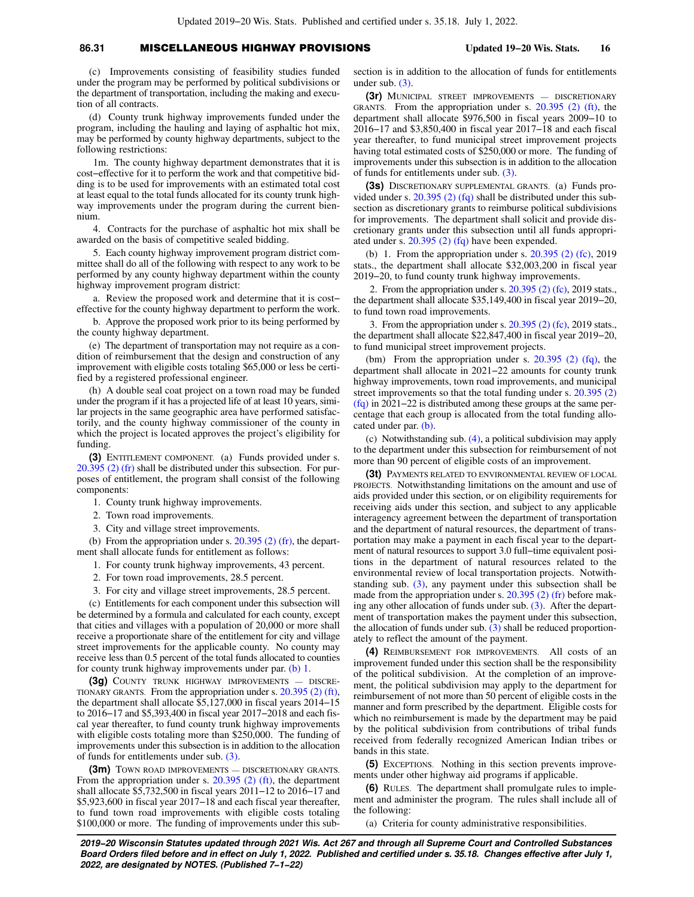(c) Improvements consisting of feasibility studies funded under the program may be performed by political subdivisions or the department of transportation, including the making and execution of all contracts.

(d) County trunk highway improvements funded under the program, including the hauling and laying of asphaltic hot mix, may be performed by county highway departments, subject to the following restrictions:

1m. The county highway department demonstrates that it is cost−effective for it to perform the work and that competitive bidding is to be used for improvements with an estimated total cost at least equal to the total funds allocated for its county trunk highway improvements under the program during the current biennium.

4. Contracts for the purchase of asphaltic hot mix shall be awarded on the basis of competitive sealed bidding.

5. Each county highway improvement program district committee shall do all of the following with respect to any work to be performed by any county highway department within the county highway improvement program district:

a. Review the proposed work and determine that it is cost−effective for the county highway department to perform the work.

b. Approve the proposed work prior to its being performed by the county highway department.

(e) The department of transportation may not require as a condition of reimbursement that the design and construction of any improvement with eligible costs totaling $65,000 or less be certified by a registered professional engineer.

(h) A double seal coat project on a town road may be funded under the program if it has a projected life of at least 10 years, similar projects in the same geographic area have performed satisfactorily, and the county highway commissioner of the county in which the project is located approves the project's eligibility for funding.

**(3)** ENTITLEMENT COMPONENT. (a) Funds provided under s. 20.395 (2) (fr) shall be distributed under this subsection. For purposes of entitlement, the program shall consist of the following components:

1. County trunk highway improvements.
2. Town road improvements.
3. City and village street improvements.

(b) From the appropriation under s. 20.395 (2) (fr), the department shall allocate funds for entitlement as follows:

1. For county trunk highway improvements, 43 percent.
2. For town road improvements, 28.5 percent.
3. For city and village street improvements, 28.5 percent.

(c) Entitlements for each component under this subsection will be determined by a formula and calculated for each county, except that cities and villages with a population of 20,000 or more shall receive a proportionate share of the entitlement for city and village street improvements for the applicable county. No county may receive less than 0.5 percent of the total funds allocated to counties for county trunk highway improvements under par. (b) 1.

**(3g)** COUNTY TRUNK HIGHWAY IMPROVEMENTS — DISCRETIONARY GRANTS. From the appropriation under s. 20.395 (2) (ft), the department shall allocate $5,127,000 in fiscal years 2014−15 to 2016−17 and $5,393,400 in fiscal year 2017−2018 and each fiscal year thereafter, to fund county trunk highway improvements with eligible costs totaling more than $250,000. The funding of improvements under this subsection is in addition to the allocation of funds for entitlements under sub. (3).

**(3m)** TOWN ROAD IMPROVEMENTS — DISCRETIONARY GRANTS. From the appropriation under s. 20.395 (2) (ft), the department shall allocate $5,732,500 in fiscal years 2011−12 to 2016−17 and $5,923,600 in fiscal year 2017−18 and each fiscal year thereafter, to fund town road improvements with eligible costs totaling $100,000 or more. The funding of improvements under this subsection is in addition to the allocation of funds for entitlements under sub. (3).

**(3r)** MUNICIPAL STREET IMPROVEMENTS — DISCRETIONARY GRANTS. From the appropriation under s. 20.395 (2) (ft), the department shall allocate $976,500 in fiscal years 2009−10 to 2016−17 and $3,850,400 in fiscal year 2017−18 and each fiscal year thereafter, to fund municipal street improvement projects having total estimated costs of $250,000 or more. The funding of improvements under this subsection is in addition to the allocation of funds for entitlements under sub. (3).

**(3s)** DISCRETIONARY SUPPLEMENTAL GRANTS. (a) Funds provided under s. 20.395 (2) (fq) shall be distributed under this subsection as discretionary grants to reimburse political subdivisions for improvements. The department shall solicit and provide discretionary grants under this subsection until all funds appropriated under s. 20.395 (2) (fq) have been expended.

(b) 1. From the appropriation under s. 20.395 (2) (fc), 2019 stats., the department shall allocate $32,003,200 in fiscal year 2019−20, to fund county trunk highway improvements.

2. From the appropriation under s. 20.395 (2) (fc), 2019 stats., the department shall allocate $35,149,400 in fiscal year 2019−20, to fund town road improvements.

3. From the appropriation under s. 20.395 (2) (fc), 2019 stats., the department shall allocate $22,847,400 in fiscal year 2019−20, to fund municipal street improvement projects.

(bm) From the appropriation under s. 20.395 (2) (fq), the department shall allocate in 2021−22 amounts for county trunk highway improvements, town road improvements, and municipal street improvements so that the total funding under s. 20.395 (2) (fq) in 2021−22 is distributed among these groups at the same percentage that each group is allocated from the total funding allocated under par. (b).

(c) Notwithstanding sub. (4), a political subdivision may apply to the department under this subsection for reimbursement of not more than 90 percent of eligible costs of an improvement.

**(3t)** PAYMENTS RELATED TO ENVIRONMENTAL REVIEW OF LOCAL PROJECTS. Notwithstanding limitations on the amount and use of aids provided under this section, or on eligibility requirements for receiving aids under this section, and subject to any applicable interagency agreement between the department of transportation and the department of natural resources, the department of transportation may make a payment in each fiscal year to the department of natural resources to support 3.0 full−time equivalent positions in the department of natural resources related to the environmental review of local transportation projects. Notwithstanding sub. (3), any payment under this subsection shall be made from the appropriation under s. 20.395 (2) (fr) before making any other allocation of funds under sub. (3). After the department of transportation makes the payment under this subsection, the allocation of funds under sub. (3) shall be reduced proportionately to reflect the amount of the payment.

**(4)** REIMBURSEMENT FOR IMPROVEMENTS. All costs of an improvement funded under this section shall be the responsibility of the political subdivision. At the completion of an improvement, the political subdivision may apply to the department for reimbursement of not more than 50 percent of eligible costs in the manner and form prescribed by the department. Eligible costs for which no reimbursement is made by the department may be paid by the political subdivision from contributions of tribal funds received from federally recognized American Indian tribes or bands in this state.

**(5)** EXCEPTIONS. Nothing in this section prevents improvements under other highway aid programs if applicable.

**(6)** RULES. The department shall promulgate rules to implement and administer the program. The rules shall include all of the following:

(a) Criteria for county administrative responsibilities.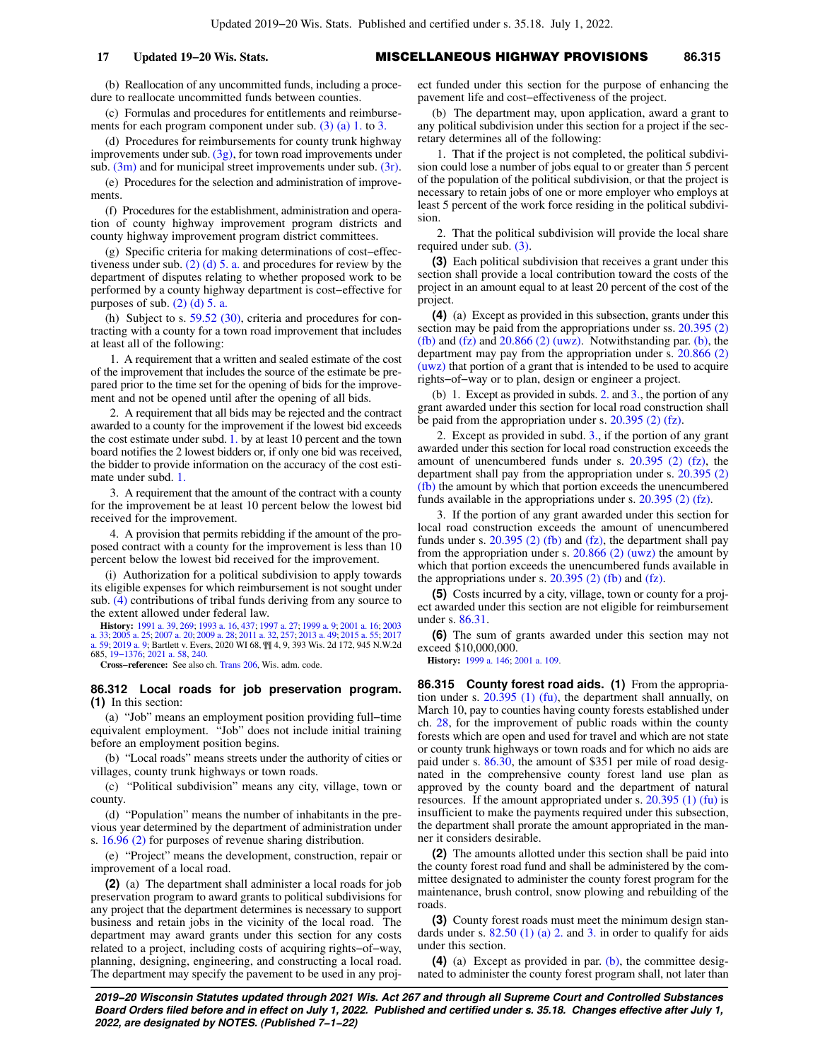(b) Reallocation of any uncommitted funds, including a procedure to reallocate uncommitted funds between counties.

(c) Formulas and procedures for entitlements and reimbursements for each program component under sub. (3) (a) 1. to 3.

(d) Procedures for reimbursements for county trunk highway improvements under sub. (3g), for town road improvements under sub. (3m) and for municipal street improvements under sub. (3r).

(e) Procedures for the selection and administration of improvements.

(f) Procedures for the establishment, administration and operation of county highway improvement program districts and county highway improvement program district committees.

(g) Specific criteria for making determinations of cost−effectiveness under sub. (2) (d) 5. a. and procedures for review by the department of disputes relating to whether proposed work to be performed by a county highway department is cost−effective for purposes of sub. (2) (d) 5. a.

(h) Subject to s. 59.52 (30), criteria and procedures for contracting with a county for a town road improvement that includes at least all of the following:

1. A requirement that a written and sealed estimate of the cost of the improvement that includes the source of the estimate be prepared prior to the time set for the opening of bids for the improvement and not be opened until after the opening of all bids.

2. A requirement that all bids may be rejected and the contract awarded to a county for the improvement if the lowest bid exceeds the cost estimate under subd. 1. by at least 10 percent and the town board notifies the 2 lowest bidders or, if only one bid was received, the bidder to provide information on the accuracy of the cost estimate under subd. 1.

3. A requirement that the amount of the contract with a county for the improvement be at least 10 percent below the lowest bid received for the improvement.

4. A provision that permits rebidding if the amount of the proposed contract with a county for the improvement is less than 10 percent below the lowest bid received for the improvement.

(i) Authorization for a political subdivision to apply towards its eligible expenses for which reimbursement is not sought under sub. (4) contributions of tribal funds deriving from any source to the extent allowed under federal law.

**History:** 1991 a. 39, 269; 1993 a. 16, 437; 1997 a. 27; 1999 a. 9; 2001 a. 16; 2003 a. 33; 2005 a. 25; 2007 a. 20; 2009 a. 28; 2011 a. 32, 257; 2013 a. 49; 2015 a. 55; 2017 a. 59; 2019 a. 9; Bartlett v. Evers, 2020 WI 68, ¶¶ 4, 9, 393 Wis. 2d 172, 945 N.W.2d 685, 19−1376; 2021 a. 58, 240.

**Cross−reference:** See also ch. Trans 206, Wis. adm. code.

## 86.312 Local roads for job preservation program.

**(1)** In this section:

(a) "Job" means an employment position providing full−time equivalent employment. "Job" does not include initial training before an employment position begins.

(b) "Local roads" means streets under the authority of cities or villages, county trunk highways or town roads.

(c) "Political subdivision" means any city, village, town or county.

(d) "Population" means the number of inhabitants in the previous year determined by the department of administration under s. 16.96 (2) for purposes of revenue sharing distribution.

(e) "Project" means the development, construction, repair or improvement of a local road.

**(2)** (a) The department shall administer a local roads for job preservation program to award grants to political subdivisions for any project that the department determines is necessary to support business and retain jobs in the vicinity of the local road. The department may award grants under this section for any costs related to a project, including costs of acquiring rights−of−way, planning, designing, engineering, and constructing a local road. The department may specify the pavement to be used in any project funded under this section for the purpose of enhancing the pavement life and cost−effectiveness of the project.

(b) The department may, upon application, award a grant to any political subdivision under this section for a project if the secretary determines all of the following:

1. That if the project is not completed, the political subdivision could lose a number of jobs equal to or greater than 5 percent of the population of the political subdivision, or that the project is necessary to retain jobs of one or more employer who employs at least 5 percent of the work force residing in the political subdivision.

2. That the political subdivision will provide the local share required under sub. (3).

**(3)** Each political subdivision that receives a grant under this section shall provide a local contribution toward the costs of the project in an amount equal to at least 20 percent of the cost of the project.

**(4)** (a) Except as provided in this subsection, grants under this section may be paid from the appropriations under ss. 20.395 (2) (fb) and (fz) and 20.866 (2) (uwz). Notwithstanding par. (b), the department may pay from the appropriation under s. 20.866 (2) (uwz) that portion of a grant that is intended to be used to acquire rights−of−way or to plan, design or engineer a project.

(b) 1. Except as provided in subds. 2. and 3., the portion of any grant awarded under this section for local road construction shall be paid from the appropriation under s. 20.395 (2) (fz).

2. Except as provided in subd. 3., if the portion of any grant awarded under this section for local road construction exceeds the amount of unencumbered funds under s. 20.395 (2) (fz), the department shall pay from the appropriation under s. 20.395 (2) (fb) the amount by which that portion exceeds the unencumbered funds available in the appropriations under s. 20.395 (2) (fz).

3. If the portion of any grant awarded under this section for local road construction exceeds the amount of unencumbered funds under s. 20.395 (2) (fb) and (fz), the department shall pay from the appropriation under s. 20.866 (2) (uwz) the amount by which that portion exceeds the unencumbered funds available in the appropriations under s. 20.395 (2) (fb) and (fz).

**(5)** Costs incurred by a city, village, town or county for a project awarded under this section are not eligible for reimbursement under s. 86.31.

**(6)** The sum of grants awarded under this section may not exceed $10,000,000.

**History:** 1999 a. 146; 2001 a. 109.

## 86.315 County forest road aids.

**(1)** From the appropriation under s. 20.395 (1) (fu), the department shall annually, on March 10, pay to counties having county forests established under ch. 28, for the improvement of public roads within the county forests which are open and used for travel and which are not state or county trunk highways or town roads and for which no aids are paid under s. 86.30, the amount of $351 per mile of road designated in the comprehensive county forest land use plan as approved by the county board and the department of natural resources. If the amount appropriated under s. 20.395 (1) (fu) is insufficient to make the payments required under this subsection, the department shall prorate the amount appropriated in the manner it considers desirable.

**(2)** The amounts allotted under this section shall be paid into the county forest road fund and shall be administered by the committee designated to administer the county forest program for the maintenance, brush control, snow plowing and rebuilding of the roads.

**(3)** County forest roads must meet the minimum design standards under s. 82.50 (1) (a) 2. and 3. in order to qualify for aids under this section.

**(4)** (a) Except as provided in par. (b), the committee designated to administer the county forest program shall, not later than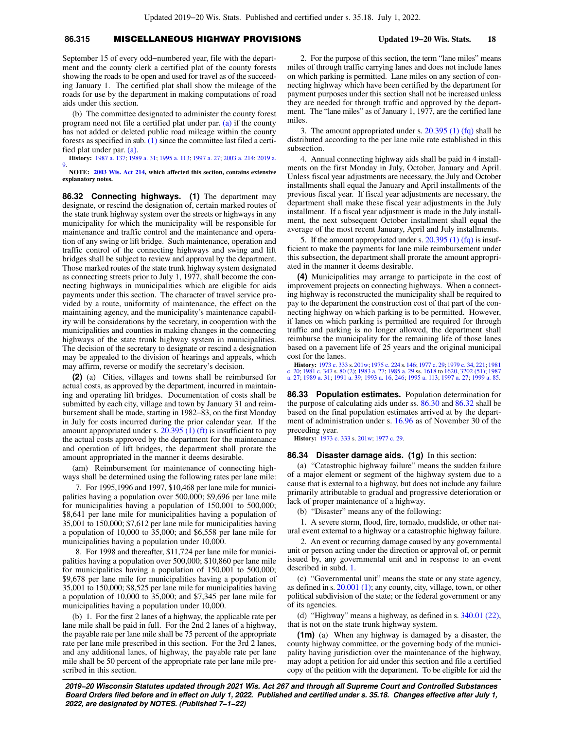September 15 of every odd−numbered year, file with the department and the county clerk a certified plat of the county forests showing the roads to be open and used for travel as of the succeeding January 1. The certified plat shall show the mileage of the roads for use by the department in making computations of road aids under this section.

(b) The committee designated to administer the county forest program need not file a certified plat under par. (a) if the county has not added or deleted public road mileage within the county forests as specified in sub. (1) since the committee last filed a certified plat under par. (a).

**History:** 1987 a. 137; 1989 a. 31; 1995 a. 113; 1997 a. 27; 2003 a. 214; 2019 a. 9.

**NOTE: 2003 Wis. Act 214, which affected this section, contains extensive explanatory notes.**

**86.32 Connecting highways.** **(1)** The department may designate, or rescind the designation of, certain marked routes of the state trunk highway system over the streets or highways in any municipality for which the municipality will be responsible for maintenance and traffic control and the maintenance and operation of any swing or lift bridge. Such maintenance, operation and traffic control of the connecting highways and swing and lift bridges shall be subject to review and approval by the department. Those marked routes of the state trunk highway system designated as connecting streets prior to July 1, 1977, shall become the connecting highways in municipalities which are eligible for aids payments under this section. The character of travel service provided by a route, uniformity of maintenance, the effect on the maintaining agency, and the municipality's maintenance capability will be considerations by the secretary, in cooperation with the municipalities and counties in making changes in the connecting highways of the state trunk highway system in municipalities. The decision of the secretary to designate or rescind a designation may be appealed to the division of hearings and appeals, which may affirm, reverse or modify the secretary's decision.

**(2)** (a) Cities, villages and towns shall be reimbursed for actual costs, as approved by the department, incurred in maintaining and operating lift bridges. Documentation of costs shall be submitted by each city, village and town by January 31 and reimbursement shall be made, starting in 1982−83, on the first Monday in July for costs incurred during the prior calendar year. If the amount appropriated under s. 20.395 (1) (ft) is insufficient to pay the actual costs approved by the department for the maintenance and operation of lift bridges, the department shall prorate the amount appropriated in the manner it deems desirable.

(am) Reimbursement for maintenance of connecting highways shall be determined using the following rates per lane mile:

7. For 1995,1996 and 1997, $10,468 per lane mile for municipalities having a population over 500,000; $9,696 per lane mile for municipalities having a population of 150,001 to 500,000; $8,641 per lane mile for municipalities having a population of 35,001 to 150,000; $7,612 per lane mile for municipalities having a population of 10,000 to 35,000; and $6,558 per lane mile for municipalities having a population under 10,000.

8. For 1998 and thereafter, $11,724 per lane mile for municipalities having a population over 500,000; $10,860 per lane mile for municipalities having a population of 150,001 to 500,000; $9,678 per lane mile for municipalities having a population of 35,001 to 150,000; $8,525 per lane mile for municipalities having a population of 10,000 to 35,000; and $7,345 per lane mile for municipalities having a population under 10,000.

(b) 1. For the first 2 lanes of a highway, the applicable rate per lane mile shall be paid in full. For the 2nd 2 lanes of a highway, the payable rate per lane mile shall be 75 percent of the appropriate rate per lane mile prescribed in this section. For the 3rd 2 lanes, and any additional lanes, of highway, the payable rate per lane mile shall be 50 percent of the appropriate rate per lane mile prescribed in this section.

2. For the purpose of this section, the term "lane miles" means miles of through traffic carrying lanes and does not include lanes on which parking is permitted. Lane miles on any section of connecting highway which have been certified by the department for payment purposes under this section shall not be increased unless they are needed for through traffic and approved by the department. The "lane miles" as of January 1, 1977, are the certified lane miles.

3. The amount appropriated under s. 20.395 (1) (fq) shall be distributed according to the per lane mile rate established in this subsection.

4. Annual connecting highway aids shall be paid in 4 installments on the first Monday in July, October, January and April. Unless fiscal year adjustments are necessary, the July and October installments shall equal the January and April installments of the previous fiscal year. If fiscal year adjustments are necessary, the department shall make these fiscal year adjustments in the July installment. If a fiscal year adjustment is made in the July installment, the next subsequent October installment shall equal the average of the most recent January, April and July installments.

5. If the amount appropriated under s. 20.395 (1) (fq) is insufficient to make the payments for lane mile reimbursement under this subsection, the department shall prorate the amount appropriated in the manner it deems desirable.

**(4)** Municipalities may arrange to participate in the cost of improvement projects on connecting highways. When a connecting highway is reconstructed the municipality shall be required to pay to the department the construction cost of that part of the connecting highway on which parking is to be permitted. However, if lanes on which parking is permitted are required for through traffic and parking is no longer allowed, the department shall reimburse the municipality for the remaining life of those lanes based on a pavement life of 25 years and the original municipal cost for the lanes.

**History:** 1973 c. 333 s. 201w; 1975 c. 224 s. 146; 1977 c. 29; 1979 c. 34, 221; 1981 c. 20; 1981 c. 347 s. 80 (2); 1983 a. 27; 1985 a. 29 ss. 1618 to 1620, 3202 (51); 1987 a. 27; 1989 a. 31; 1991 a. 39; 1993 a. 16, 246; 1995 a. 113; 1997 a. 27; 1999 a. 85.

**86.33 Population estimates.** Population determination for the purpose of calculating aids under ss. 86.30 and 86.32 shall be based on the final population estimates arrived at by the department of administration under s. 16.96 as of November 30 of the preceding year.

**History:** 1973 c. 333 s. 201w; 1977 c. 29.

**86.34 Disaster damage aids.** **(1g)** In this section:

(a) "Catastrophic highway failure" means the sudden failure of a major element or segment of the highway system due to a cause that is external to a highway, but does not include any failure primarily attributable to gradual and progressive deterioration or lack of proper maintenance of a highway.

(b) "Disaster" means any of the following:

1. A severe storm, flood, fire, tornado, mudslide, or other natural event external to a highway or a catastrophic highway failure.

2. An event or recurring damage caused by any governmental unit or person acting under the direction or approval of, or permit issued by, any governmental unit and in response to an event described in subd. 1.

(c) "Governmental unit" means the state or any state agency, as defined in s. 20.001 (1); any county, city, village, town, or other political subdivision of the state; or the federal government or any of its agencies.

(d) "Highway" means a highway, as defined in s. 340.01 (22), that is not on the state trunk highway system.

**(1m)** (a) When any highway is damaged by a disaster, the county highway committee, or the governing body of the municipality having jurisdiction over the maintenance of the highway, may adopt a petition for aid under this section and file a certified copy of the petition with the department. To be eligible for aid the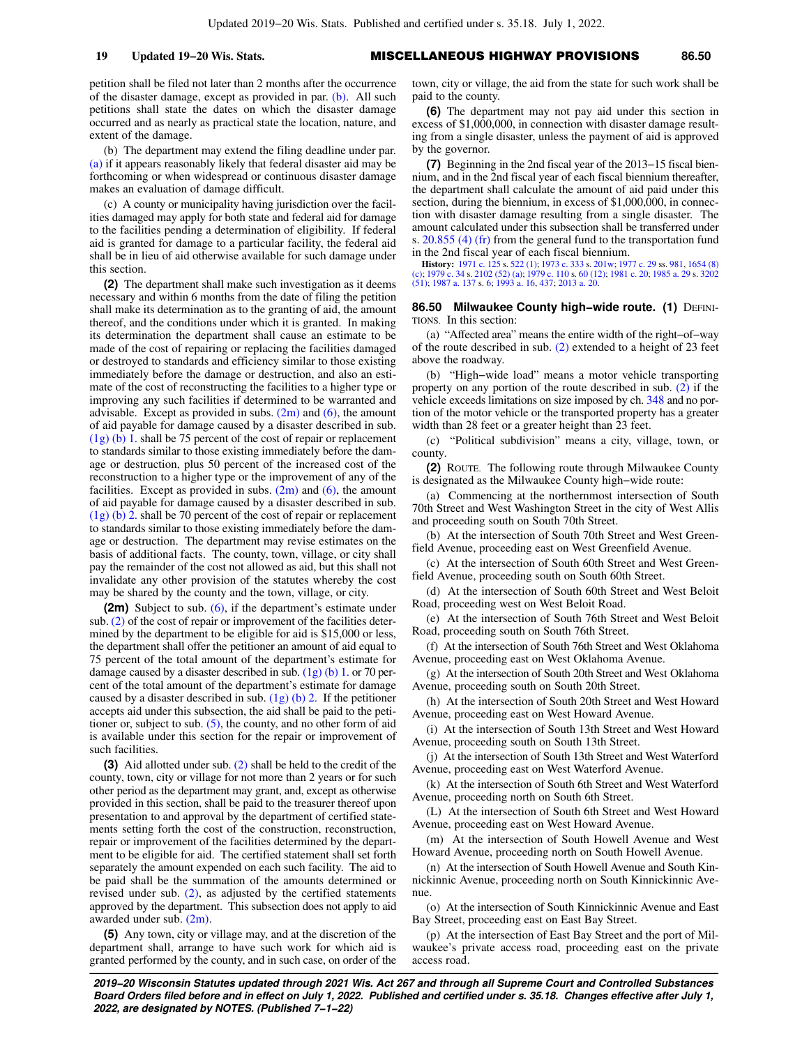petition shall be filed not later than 2 months after the occurrence of the disaster damage, except as provided in par. (b). All such petitions shall state the dates on which the disaster damage occurred and as nearly as practical state the location, nature, and extent of the damage.

(b) The department may extend the filing deadline under par. (a) if it appears reasonably likely that federal disaster aid may be forthcoming or when widespread or continuous disaster damage makes an evaluation of damage difficult.

(c) A county or municipality having jurisdiction over the facilities damaged may apply for both state and federal aid for damage to the facilities pending a determination of eligibility. If federal aid is granted for damage to a particular facility, the federal aid shall be in lieu of aid otherwise available for such damage under this section.

**(2)** The department shall make such investigation as it deems necessary and within 6 months from the date of filing the petition shall make its determination as to the granting of aid, the amount thereof, and the conditions under which it is granted. In making its determination the department shall cause an estimate to be made of the cost of repairing or replacing the facilities damaged or destroyed to standards and efficiency similar to those existing immediately before the damage or destruction, and also an estimate of the cost of reconstructing the facilities to a higher type or improving any such facilities if determined to be warranted and advisable. Except as provided in subs. (2m) and (6), the amount of aid payable for damage caused by a disaster described in sub. (1g) (b) 1. shall be 75 percent of the cost of repair or replacement to standards similar to those existing immediately before the damage or destruction, plus 50 percent of the increased cost of the reconstruction to a higher type or the improvement of any of the facilities. Except as provided in subs. (2m) and (6), the amount of aid payable for damage caused by a disaster described in sub. (1g) (b) 2. shall be 70 percent of the cost of repair or replacement to standards similar to those existing immediately before the damage or destruction. The department may revise estimates on the basis of additional facts. The county, town, village, or city shall pay the remainder of the cost not allowed as aid, but this shall not invalidate any other provision of the statutes whereby the cost may be shared by the county and the town, village, or city.

**(2m)** Subject to sub. (6), if the department's estimate under sub. (2) of the cost of repair or improvement of the facilities determined by the department to be eligible for aid is $15,000 or less, the department shall offer the petitioner an amount of aid equal to 75 percent of the total amount of the department's estimate for damage caused by a disaster described in sub. (1g) (b) 1. or 70 percent of the total amount of the department's estimate for damage caused by a disaster described in sub. (1g) (b) 2. If the petitioner accepts aid under this subsection, the aid shall be paid to the petitioner or, subject to sub. (5), the county, and no other form of aid is available under this section for the repair or improvement of such facilities.

**(3)** Aid allotted under sub. (2) shall be held to the credit of the county, town, city or village for not more than 2 years or for such other period as the department may grant, and, except as otherwise provided in this section, shall be paid to the treasurer thereof upon presentation to and approval by the department of certified statements setting forth the cost of the construction, reconstruction, repair or improvement of the facilities determined by the department to be eligible for aid. The certified statement shall set forth separately the amount expended on each such facility. The aid to be paid shall be the summation of the amounts determined or revised under sub. (2), as adjusted by the certified statements approved by the department. This subsection does not apply to aid awarded under sub. (2m).

**(5)** Any town, city or village may, and at the discretion of the department shall, arrange to have such work for which aid is granted performed by the county, and in such case, on order of the town, city or village, the aid from the state for such work shall be paid to the county.

**(6)** The department may not pay aid under this section in excess of $1,000,000, in connection with disaster damage resulting from a single disaster, unless the payment of aid is approved by the governor.

**(7)** Beginning in the 2nd fiscal year of the 2013–15 fiscal biennium, and in the 2nd fiscal year of each fiscal biennium thereafter, the department shall calculate the amount of aid paid under this section, during the biennium, in excess of $1,000,000, in connection with disaster damage resulting from a single disaster. The amount calculated under this subsection shall be transferred under s. 20.855 (4) (fr) from the general fund to the transportation fund in the 2nd fiscal year of each fiscal biennium.

**History:** 1971 c. 125 s. 522 (1); 1973 c. 333 s. 201w; 1977 c. 29 ss. 981, 1654 (8) (c); 1979 c. 34 s. 2102 (52) (a); 1979 c. 110 s. 60 (12); 1981 c. 20; 1985 a. 29 s. 3202 (51); 1987 a. 137 s. 6; 1993 a. 16, 437; 2013 a. 20.

### 86.50 Milwaukee County high–wide route.

**(1)** DEFINITIONS. In this section:

(a) "Affected area" means the entire width of the right–of–way of the route described in sub. (2) extended to a height of 23 feet above the roadway.

(b) "High–wide load" means a motor vehicle transporting property on any portion of the route described in sub. (2) if the vehicle exceeds limitations on size imposed by ch. 348 and no portion of the motor vehicle or the transported property has a greater width than 28 feet or a greater height than 23 feet.

(c) "Political subdivision" means a city, village, town, or county.

**(2)** ROUTE. The following route through Milwaukee County is designated as the Milwaukee County high–wide route:

(a) Commencing at the northernmost intersection of South 70th Street and West Washington Street in the city of West Allis and proceeding south on South 70th Street.

(b) At the intersection of South 70th Street and West Greenfield Avenue, proceeding east on West Greenfield Avenue.

(c) At the intersection of South 60th Street and West Greenfield Avenue, proceeding south on South 60th Street.

(d) At the intersection of South 60th Street and West Beloit Road, proceeding west on West Beloit Road.

(e) At the intersection of South 76th Street and West Beloit Road, proceeding south on South 76th Street.

(f) At the intersection of South 76th Street and West Oklahoma Avenue, proceeding east on West Oklahoma Avenue.

(g) At the intersection of South 20th Street and West Oklahoma Avenue, proceeding south on South 20th Street.

(h) At the intersection of South 20th Street and West Howard Avenue, proceeding east on West Howard Avenue.

(i) At the intersection of South 13th Street and West Howard Avenue, proceeding south on South 13th Street.

(j) At the intersection of South 13th Street and West Waterford Avenue, proceeding east on West Waterford Avenue.

(k) At the intersection of South 6th Street and West Waterford Avenue, proceeding north on South 6th Street.

(L) At the intersection of South 6th Street and West Howard Avenue, proceeding east on West Howard Avenue.

(m) At the intersection of South Howell Avenue and West Howard Avenue, proceeding north on South Howell Avenue.

(n) At the intersection of South Howell Avenue and South Kinnickinnic Avenue, proceeding north on South Kinnickinnic Avenue.

(o) At the intersection of South Kinnickinnic Avenue and East Bay Street, proceeding east on East Bay Street.

(p) At the intersection of East Bay Street and the port of Milwaukee's private access road, proceeding east on the private access road.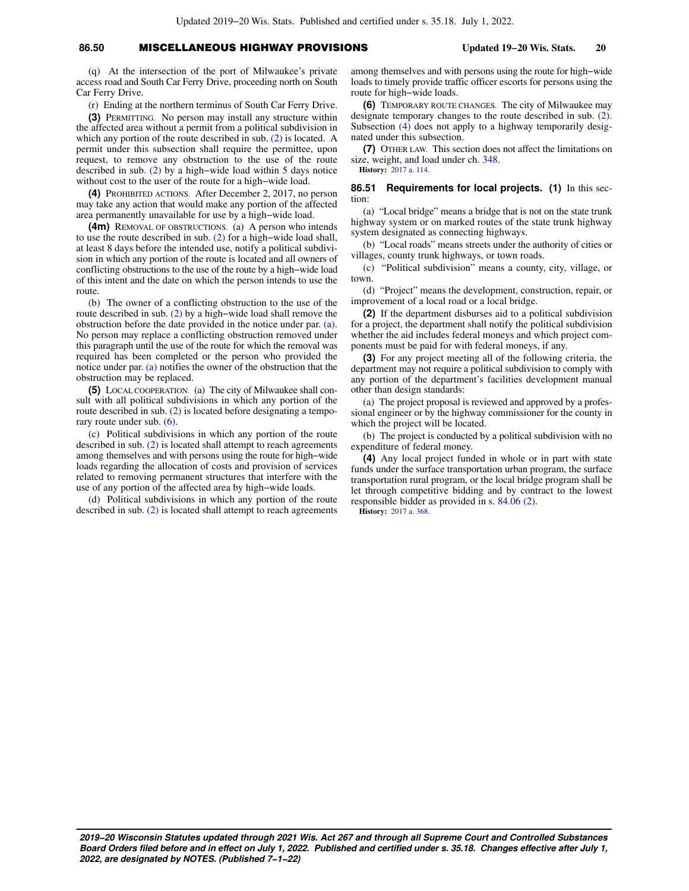(q) At the intersection of the port of Milwaukee's private access road and South Car Ferry Drive, proceeding north on South Car Ferry Drive.

(r) Ending at the northern terminus of South Car Ferry Drive.

**(3)** PERMITTING. No person may install any structure within the affected area without a permit from a political subdivision in which any portion of the route described in sub. (2) is located. A permit under this subsection shall require the permittee, upon request, to remove any obstruction to the use of the route described in sub. (2) by a high−wide load within 5 days notice without cost to the user of the route for a high−wide load.

**(4)** PROHIBITED ACTIONS. After December 2, 2017, no person may take any action that would make any portion of the affected area permanently unavailable for use by a high−wide load.

**(4m)** REMOVAL OF OBSTRUCTIONS. (a) A person who intends to use the route described in sub. (2) for a high−wide load shall, at least 8 days before the intended use, notify a political subdivision in which any portion of the route is located and all owners of conflicting obstructions to the use of the route by a high−wide load of this intent and the date on which the person intends to use the route.

(b) The owner of a conflicting obstruction to the use of the route described in sub. (2) by a high−wide load shall remove the obstruction before the date provided in the notice under par. (a). No person may replace a conflicting obstruction removed under this paragraph until the use of the route for which the removal was required has been completed or the person who provided the notice under par. (a) notifies the owner of the obstruction that the obstruction may be replaced.

**(5)** LOCAL COOPERATION. (a) The city of Milwaukee shall consult with all political subdivisions in which any portion of the route described in sub. (2) is located before designating a temporary route under sub. (6).

(c) Political subdivisions in which any portion of the route described in sub. (2) is located shall attempt to reach agreements among themselves and with persons using the route for high−wide loads regarding the allocation of costs and provision of services related to removing permanent structures that interfere with the use of any portion of the affected area by high−wide loads.

(d) Political subdivisions in which any portion of the route described in sub. (2) is located shall attempt to reach agreements among themselves and with persons using the route for high−wide loads to timely provide traffic officer escorts for persons using the route for high−wide loads.

**(6)** TEMPORARY ROUTE CHANGES. The city of Milwaukee may designate temporary changes to the route described in sub. (2). Subsection (4) does not apply to a highway temporarily designated under this subsection.

**(7)** OTHER LAW. This section does not affect the limitations on size, weight, and load under ch. 348.

**History:** 2017 a. 114.

**86.51 Requirements for local projects. (1)** In this section:

(a) "Local bridge" means a bridge that is not on the state trunk highway system or on marked routes of the state trunk highway system designated as connecting highways.

(b) "Local roads" means streets under the authority of cities or villages, county trunk highways, or town roads.

(c) "Political subdivision" means a county, city, village, or town.

(d) "Project" means the development, construction, repair, or improvement of a local road or a local bridge.

**(2)** If the department disburses aid to a political subdivision for a project, the department shall notify the political subdivision whether the aid includes federal moneys and which project components must be paid for with federal moneys, if any.

**(3)** For any project meeting all of the following criteria, the department may not require a political subdivision to comply with any portion of the department's facilities development manual other than design standards:

(a) The project proposal is reviewed and approved by a professional engineer or by the highway commissioner for the county in which the project will be located.

(b) The project is conducted by a political subdivision with no expenditure of federal money.

**(4)** Any local project funded in whole or in part with state funds under the surface transportation urban program, the surface transportation rural program, or the local bridge program shall be let through competitive bidding and by contract to the lowest responsible bidder as provided in s. 84.06 (2).

**History:** 2017 a. 368.